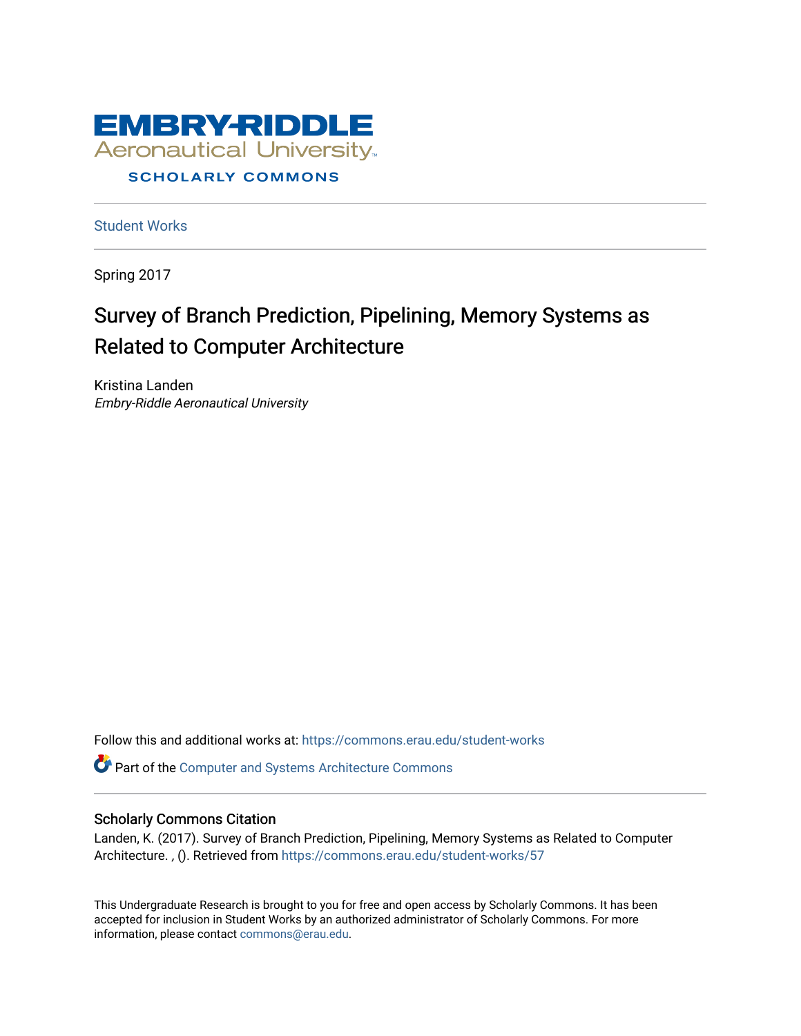EMBRY-RIDDLE
Aeronautical University

SCHOLARLY COMMONS

Student Works

Spring 2017

# Survey of Branch Prediction, Pipelining, Memory Systems as Related to Computer Architecture

Kristina Landen
*Embry-Riddle Aeronautical University*

Follow this and additional works at: https://commons.erau.edu/student-works

Part of the Computer and Systems Architecture Commons

## Scholarly Commons Citation

Landen, K. (2017). Survey of Branch Prediction, Pipelining, Memory Systems as Related to Computer Architecture. , (). Retrieved from https://commons.erau.edu/student-works/57

This Undergraduate Research is brought to you for free and open access by Scholarly Commons. It has been accepted for inclusion in Student Works by an authorized administrator of Scholarly Commons. For more information, please contact commons@erau.edu.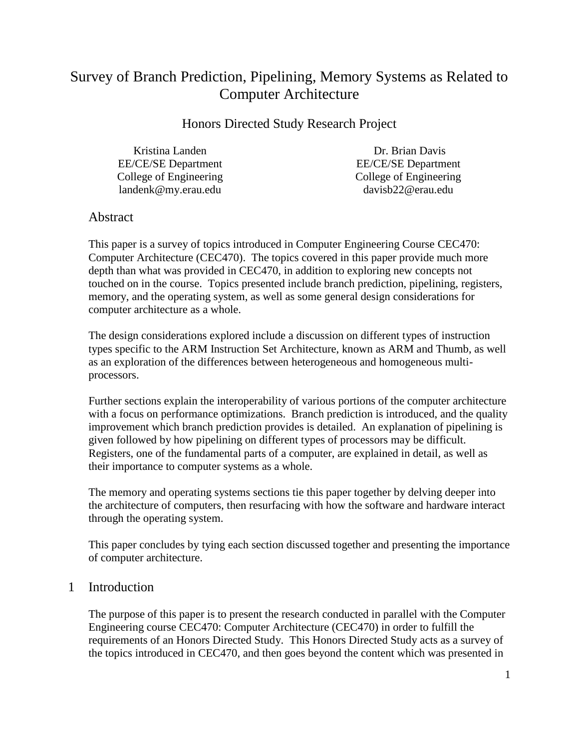# Survey of Branch Prediction, Pipelining, Memory Systems as Related to Computer Architecture

## Honors Directed Study Research Project

Kristina Landen
EE/CE/SE Department
College of Engineering
landenk@my.erau.edu

Dr. Brian Davis
EE/CE/SE Department
College of Engineering
davisb22@erau.edu

## Abstract

This paper is a survey of topics introduced in Computer Engineering Course CEC470: Computer Architecture (CEC470). The topics covered in this paper provide much more depth than what was provided in CEC470, in addition to exploring new concepts not touched on in the course. Topics presented include branch prediction, pipelining, registers, memory, and the operating system, as well as some general design considerations for computer architecture as a whole.

The design considerations explored include a discussion on different types of instruction types specific to the ARM Instruction Set Architecture, known as ARM and Thumb, as well as an exploration of the differences between heterogeneous and homogeneous multi-processors.

Further sections explain the interoperability of various portions of the computer architecture with a focus on performance optimizations. Branch prediction is introduced, and the quality improvement which branch prediction provides is detailed. An explanation of pipelining is given followed by how pipelining on different types of processors may be difficult. Registers, one of the fundamental parts of a computer, are explained in detail, as well as their importance to computer systems as a whole.

The memory and operating systems sections tie this paper together by delving deeper into the architecture of computers, then resurfacing with how the software and hardware interact through the operating system.

This paper concludes by tying each section discussed together and presenting the importance of computer architecture.

## 1 Introduction

The purpose of this paper is to present the research conducted in parallel with the Computer Engineering course CEC470: Computer Architecture (CEC470) in order to fulfill the requirements of an Honors Directed Study. This Honors Directed Study acts as a survey of the topics introduced in CEC470, and then goes beyond the content which was presented in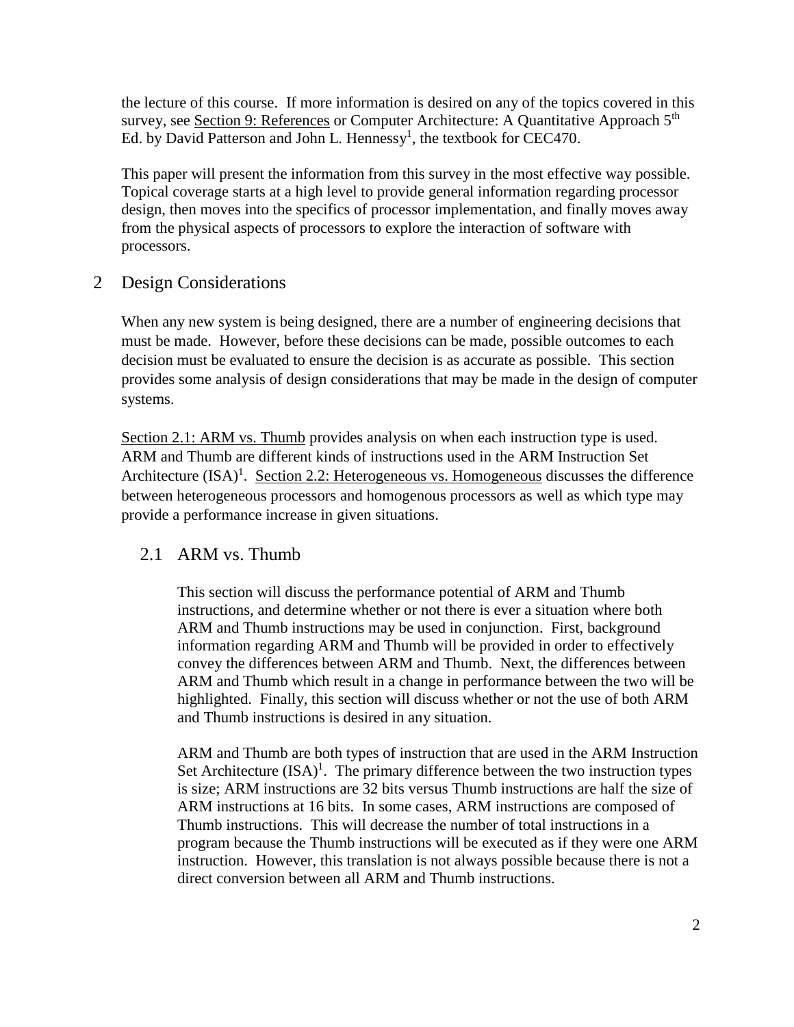the lecture of this course. If more information is desired on any of the topics covered in this survey, see Section 9: References or Computer Architecture: A Quantitative Approach 5$^{th}$ Ed. by David Patterson and John L. Hennessy[1], the textbook for CEC470.

This paper will present the information from this survey in the most effective way possible. Topical coverage starts at a high level to provide general information regarding processor design, then moves into the specifics of processor implementation, and finally moves away from the physical aspects of processors to explore the interaction of software with processors.

# 2 Design Considerations

When any new system is being designed, there are a number of engineering decisions that must be made. However, before these decisions can be made, possible outcomes to each decision must be evaluated to ensure the decision is as accurate as possible. This section provides some analysis of design considerations that may be made in the design of computer systems.

Section 2.1: ARM vs. Thumb provides analysis on when each instruction type is used. ARM and Thumb are different kinds of instructions used in the ARM Instruction Set Architecture (ISA)[1]. Section 2.2: Heterogeneous vs. Homogeneous discusses the difference between heterogeneous processors and homogenous processors as well as which type may provide a performance increase in given situations.

## 2.1 ARM vs. Thumb

This section will discuss the performance potential of ARM and Thumb instructions, and determine whether or not there is ever a situation where both ARM and Thumb instructions may be used in conjunction. First, background information regarding ARM and Thumb will be provided in order to effectively convey the differences between ARM and Thumb. Next, the differences between ARM and Thumb which result in a change in performance between the two will be highlighted. Finally, this section will discuss whether or not the use of both ARM and Thumb instructions is desired in any situation.

ARM and Thumb are both types of instruction that are used in the ARM Instruction Set Architecture (ISA)[1]. The primary difference between the two instruction types is size; ARM instructions are 32 bits versus Thumb instructions are half the size of ARM instructions at 16 bits. In some cases, ARM instructions are composed of Thumb instructions. This will decrease the number of total instructions in a program because the Thumb instructions will be executed as if they were one ARM instruction. However, this translation is not always possible because there is not a direct conversion between all ARM and Thumb instructions.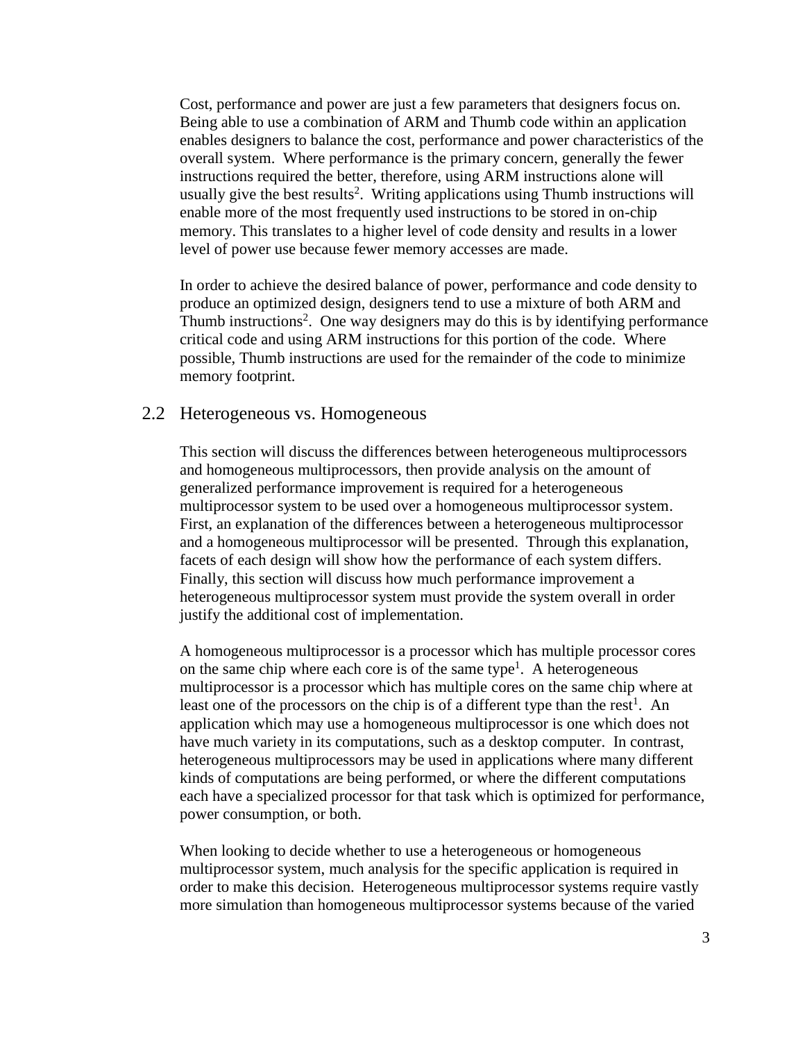Cost, performance and power are just a few parameters that designers focus on. Being able to use a combination of ARM and Thumb code within an application enables designers to balance the cost, performance and power characteristics of the overall system. Where performance is the primary concern, generally the fewer instructions required the better, therefore, using ARM instructions alone will usually give the best results[2]. Writing applications using Thumb instructions will enable more of the most frequently used instructions to be stored in on-chip memory. This translates to a higher level of code density and results in a lower level of power use because fewer memory accesses are made.

In order to achieve the desired balance of power, performance and code density to produce an optimized design, designers tend to use a mixture of both ARM and Thumb instructions[2]. One way designers may do this is by identifying performance critical code and using ARM instructions for this portion of the code. Where possible, Thumb instructions are used for the remainder of the code to minimize memory footprint.

## 2.2 Heterogeneous vs. Homogeneous

This section will discuss the differences between heterogeneous multiprocessors and homogeneous multiprocessors, then provide analysis on the amount of generalized performance improvement is required for a heterogeneous multiprocessor system to be used over a homogeneous multiprocessor system. First, an explanation of the differences between a heterogeneous multiprocessor and a homogeneous multiprocessor will be presented. Through this explanation, facets of each design will show how the performance of each system differs. Finally, this section will discuss how much performance improvement a heterogeneous multiprocessor system must provide the system overall in order justify the additional cost of implementation.

A homogeneous multiprocessor is a processor which has multiple processor cores on the same chip where each core is of the same type[1]. A heterogeneous multiprocessor is a processor which has multiple cores on the same chip where at least one of the processors on the chip is of a different type than the rest[1]. An application which may use a homogeneous multiprocessor is one which does not have much variety in its computations, such as a desktop computer. In contrast, heterogeneous multiprocessors may be used in applications where many different kinds of computations are being performed, or where the different computations each have a specialized processor for that task which is optimized for performance, power consumption, or both.

When looking to decide whether to use a heterogeneous or homogeneous multiprocessor system, much analysis for the specific application is required in order to make this decision. Heterogeneous multiprocessor systems require vastly more simulation than homogeneous multiprocessor systems because of the varied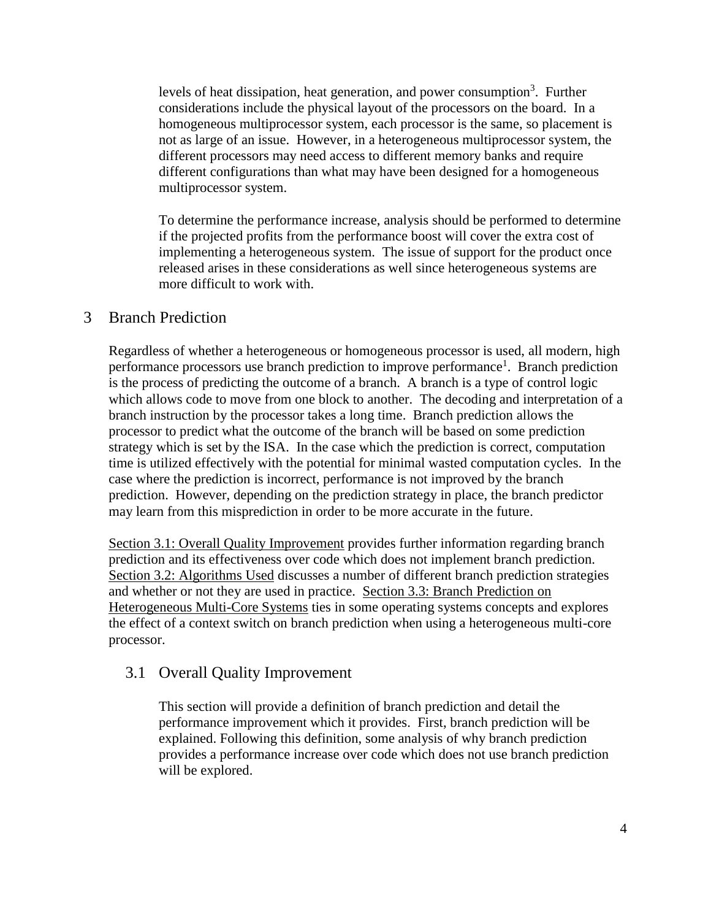levels of heat dissipation, heat generation, and power consumption[3]. Further considerations include the physical layout of the processors on the board. In a homogeneous multiprocessor system, each processor is the same, so placement is not as large of an issue. However, in a heterogeneous multiprocessor system, the different processors may need access to different memory banks and require different configurations than what may have been designed for a homogeneous multiprocessor system.

To determine the performance increase, analysis should be performed to determine if the projected profits from the performance boost will cover the extra cost of implementing a heterogeneous system. The issue of support for the product once released arises in these considerations as well since heterogeneous systems are more difficult to work with.

# 3 Branch Prediction

Regardless of whether a heterogeneous or homogeneous processor is used, all modern, high performance processors use branch prediction to improve performance[1]. Branch prediction is the process of predicting the outcome of a branch. A branch is a type of control logic which allows code to move from one block to another. The decoding and interpretation of a branch instruction by the processor takes a long time. Branch prediction allows the processor to predict what the outcome of the branch will be based on some prediction strategy which is set by the ISA. In the case which the prediction is correct, computation time is utilized effectively with the potential for minimal wasted computation cycles. In the case where the prediction is incorrect, performance is not improved by the branch prediction. However, depending on the prediction strategy in place, the branch predictor may learn from this misprediction in order to be more accurate in the future.

Section 3.1: Overall Quality Improvement provides further information regarding branch prediction and its effectiveness over code which does not implement branch prediction. Section 3.2: Algorithms Used discusses a number of different branch prediction strategies and whether or not they are used in practice. Section 3.3: Branch Prediction on Heterogeneous Multi-Core Systems ties in some operating systems concepts and explores the effect of a context switch on branch prediction when using a heterogeneous multi-core processor.

## 3.1 Overall Quality Improvement

This section will provide a definition of branch prediction and detail the performance improvement which it provides. First, branch prediction will be explained. Following this definition, some analysis of why branch prediction provides a performance increase over code which does not use branch prediction will be explored.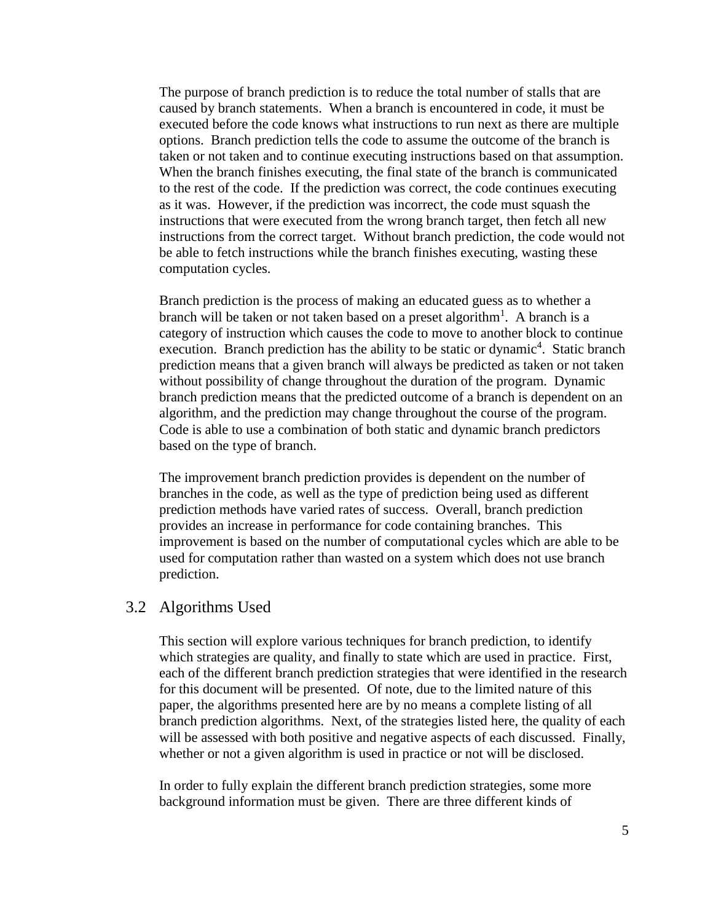The purpose of branch prediction is to reduce the total number of stalls that are caused by branch statements. When a branch is encountered in code, it must be executed before the code knows what instructions to run next as there are multiple options. Branch prediction tells the code to assume the outcome of the branch is taken or not taken and to continue executing instructions based on that assumption. When the branch finishes executing, the final state of the branch is communicated to the rest of the code. If the prediction was correct, the code continues executing as it was. However, if the prediction was incorrect, the code must squash the instructions that were executed from the wrong branch target, then fetch all new instructions from the correct target. Without branch prediction, the code would not be able to fetch instructions while the branch finishes executing, wasting these computation cycles.

Branch prediction is the process of making an educated guess as to whether a branch will be taken or not taken based on a preset algorithm[1]. A branch is a category of instruction which causes the code to move to another block to continue execution. Branch prediction has the ability to be static or dynamic[4]. Static branch prediction means that a given branch will always be predicted as taken or not taken without possibility of change throughout the duration of the program. Dynamic branch prediction means that the predicted outcome of a branch is dependent on an algorithm, and the prediction may change throughout the course of the program. Code is able to use a combination of both static and dynamic branch predictors based on the type of branch.

The improvement branch prediction provides is dependent on the number of branches in the code, as well as the type of prediction being used as different prediction methods have varied rates of success. Overall, branch prediction provides an increase in performance for code containing branches. This improvement is based on the number of computational cycles which are able to be used for computation rather than wasted on a system which does not use branch prediction.

## 3.2 Algorithms Used

This section will explore various techniques for branch prediction, to identify which strategies are quality, and finally to state which are used in practice. First, each of the different branch prediction strategies that were identified in the research for this document will be presented. Of note, due to the limited nature of this paper, the algorithms presented here are by no means a complete listing of all branch prediction algorithms. Next, of the strategies listed here, the quality of each will be assessed with both positive and negative aspects of each discussed. Finally, whether or not a given algorithm is used in practice or not will be disclosed.

In order to fully explain the different branch prediction strategies, some more background information must be given. There are three different kinds of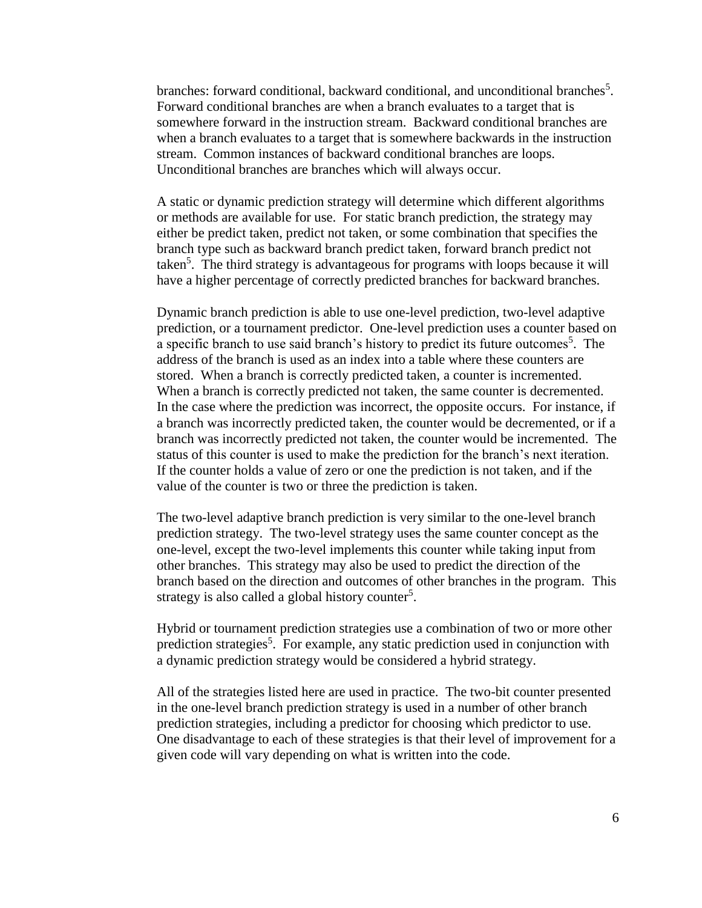branches: forward conditional, backward conditional, and unconditional branches[5]. Forward conditional branches are when a branch evaluates to a target that is somewhere forward in the instruction stream. Backward conditional branches are when a branch evaluates to a target that is somewhere backwards in the instruction stream. Common instances of backward conditional branches are loops. Unconditional branches are branches which will always occur.

A static or dynamic prediction strategy will determine which different algorithms or methods are available for use. For static branch prediction, the strategy may either be predict taken, predict not taken, or some combination that specifies the branch type such as backward branch predict taken, forward branch predict not taken[5]. The third strategy is advantageous for programs with loops because it will have a higher percentage of correctly predicted branches for backward branches.

Dynamic branch prediction is able to use one-level prediction, two-level adaptive prediction, or a tournament predictor. One-level prediction uses a counter based on a specific branch to use said branch's history to predict its future outcomes[5]. The address of the branch is used as an index into a table where these counters are stored. When a branch is correctly predicted taken, a counter is incremented. When a branch is correctly predicted not taken, the same counter is decremented. In the case where the prediction was incorrect, the opposite occurs. For instance, if a branch was incorrectly predicted taken, the counter would be decremented, or if a branch was incorrectly predicted not taken, the counter would be incremented. The status of this counter is used to make the prediction for the branch's next iteration. If the counter holds a value of zero or one the prediction is not taken, and if the value of the counter is two or three the prediction is taken.

The two-level adaptive branch prediction is very similar to the one-level branch prediction strategy. The two-level strategy uses the same counter concept as the one-level, except the two-level implements this counter while taking input from other branches. This strategy may also be used to predict the direction of the branch based on the direction and outcomes of other branches in the program. This strategy is also called a global history counter[5].

Hybrid or tournament prediction strategies use a combination of two or more other prediction strategies[5]. For example, any static prediction used in conjunction with a dynamic prediction strategy would be considered a hybrid strategy.

All of the strategies listed here are used in practice. The two-bit counter presented in the one-level branch prediction strategy is used in a number of other branch prediction strategies, including a predictor for choosing which predictor to use. One disadvantage to each of these strategies is that their level of improvement for a given code will vary depending on what is written into the code.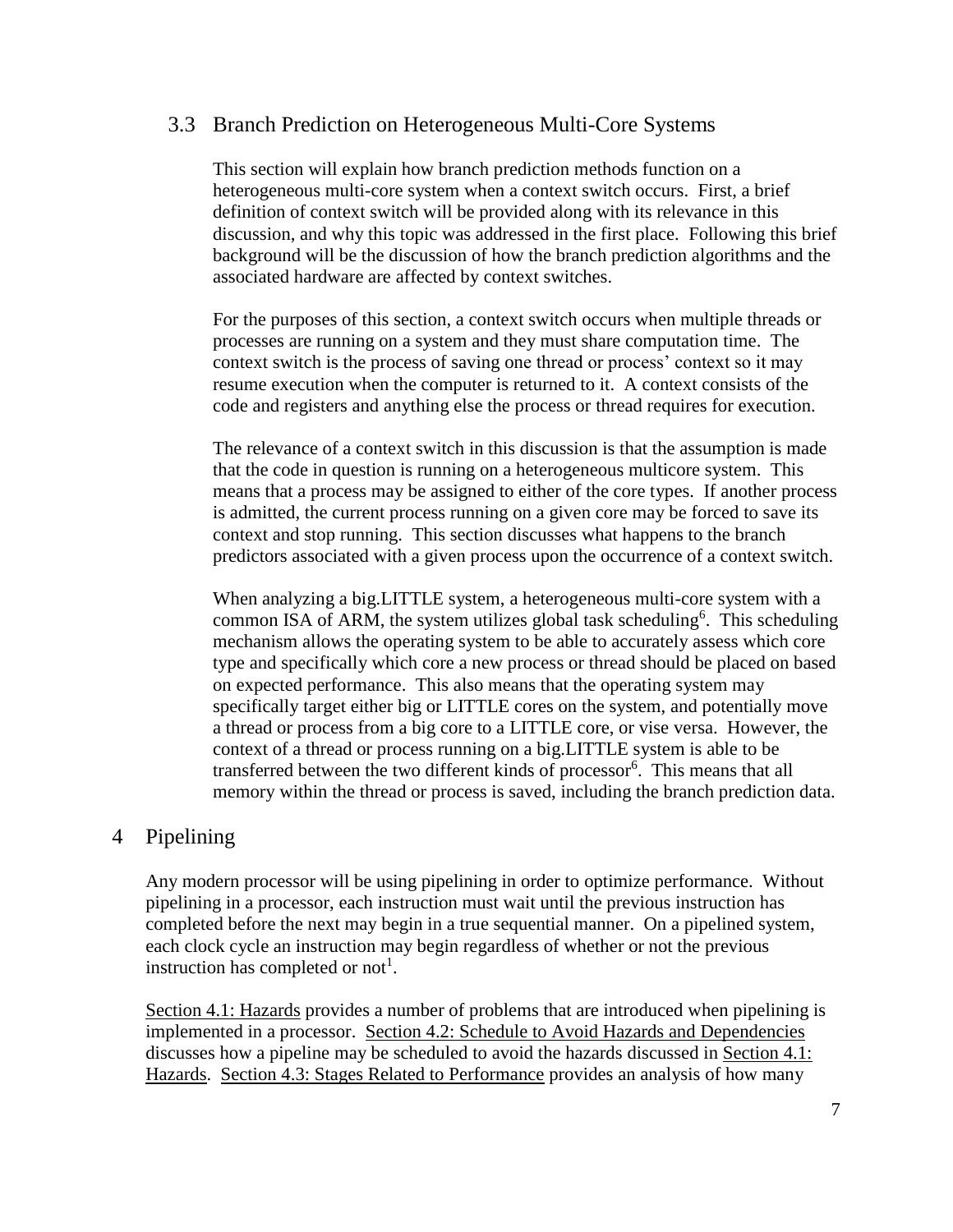## 3.3 Branch Prediction on Heterogeneous Multi-Core Systems

This section will explain how branch prediction methods function on a heterogeneous multi-core system when a context switch occurs. First, a brief definition of context switch will be provided along with its relevance in this discussion, and why this topic was addressed in the first place. Following this brief background will be the discussion of how the branch prediction algorithms and the associated hardware are affected by context switches.

For the purposes of this section, a context switch occurs when multiple threads or processes are running on a system and they must share computation time. The context switch is the process of saving one thread or process' context so it may resume execution when the computer is returned to it. A context consists of the code and registers and anything else the process or thread requires for execution.

The relevance of a context switch in this discussion is that the assumption is made that the code in question is running on a heterogeneous multicore system. This means that a process may be assigned to either of the core types. If another process is admitted, the current process running on a given core may be forced to save its context and stop running. This section discusses what happens to the branch predictors associated with a given process upon the occurrence of a context switch.

When analyzing a big.LITTLE system, a heterogeneous multi-core system with a common ISA of ARM, the system utilizes global task scheduling[6]. This scheduling mechanism allows the operating system to be able to accurately assess which core type and specifically which core a new process or thread should be placed on based on expected performance. This also means that the operating system may specifically target either big or LITTLE cores on the system, and potentially move a thread or process from a big core to a LITTLE core, or vise versa. However, the context of a thread or process running on a big.LITTLE system is able to be transferred between the two different kinds of processor[6]. This means that all memory within the thread or process is saved, including the branch prediction data.

# 4 Pipelining

Any modern processor will be using pipelining in order to optimize performance. Without pipelining in a processor, each instruction must wait until the previous instruction has completed before the next may begin in a true sequential manner. On a pipelined system, each clock cycle an instruction may begin regardless of whether or not the previous instruction has completed or not[1].

Section 4.1: Hazards provides a number of problems that are introduced when pipelining is implemented in a processor. Section 4.2: Schedule to Avoid Hazards and Dependencies discusses how a pipeline may be scheduled to avoid the hazards discussed in Section 4.1: Hazards. Section 4.3: Stages Related to Performance provides an analysis of how many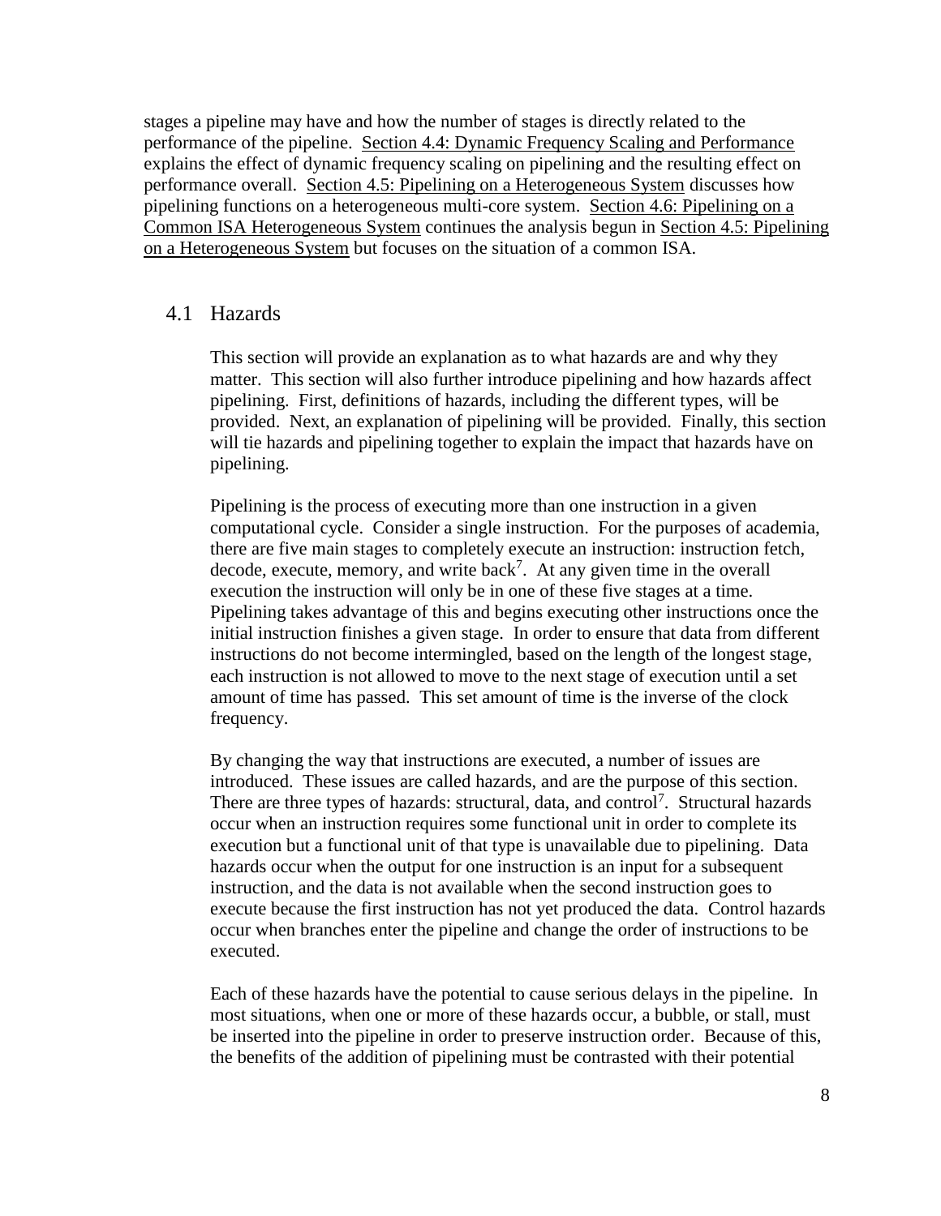stages a pipeline may have and how the number of stages is directly related to the performance of the pipeline. Section 4.4: Dynamic Frequency Scaling and Performance explains the effect of dynamic frequency scaling on pipelining and the resulting effect on performance overall. Section 4.5: Pipelining on a Heterogeneous System discusses how pipelining functions on a heterogeneous multi-core system. Section 4.6: Pipelining on a Common ISA Heterogeneous System continues the analysis begun in Section 4.5: Pipelining on a Heterogeneous System but focuses on the situation of a common ISA.

## 4.1 Hazards

This section will provide an explanation as to what hazards are and why they matter. This section will also further introduce pipelining and how hazards affect pipelining. First, definitions of hazards, including the different types, will be provided. Next, an explanation of pipelining will be provided. Finally, this section will tie hazards and pipelining together to explain the impact that hazards have on pipelining.

Pipelining is the process of executing more than one instruction in a given computational cycle. Consider a single instruction. For the purposes of academia, there are five main stages to completely execute an instruction: instruction fetch, decode, execute, memory, and write back[7]. At any given time in the overall execution the instruction will only be in one of these five stages at a time. Pipelining takes advantage of this and begins executing other instructions once the initial instruction finishes a given stage. In order to ensure that data from different instructions do not become intermingled, based on the length of the longest stage, each instruction is not allowed to move to the next stage of execution until a set amount of time has passed. This set amount of time is the inverse of the clock frequency.

By changing the way that instructions are executed, a number of issues are introduced. These issues are called hazards, and are the purpose of this section. There are three types of hazards: structural, data, and control[7]. Structural hazards occur when an instruction requires some functional unit in order to complete its execution but a functional unit of that type is unavailable due to pipelining. Data hazards occur when the output for one instruction is an input for a subsequent instruction, and the data is not available when the second instruction goes to execute because the first instruction has not yet produced the data. Control hazards occur when branches enter the pipeline and change the order of instructions to be executed.

Each of these hazards have the potential to cause serious delays in the pipeline. In most situations, when one or more of these hazards occur, a bubble, or stall, must be inserted into the pipeline in order to preserve instruction order. Because of this, the benefits of the addition of pipelining must be contrasted with their potential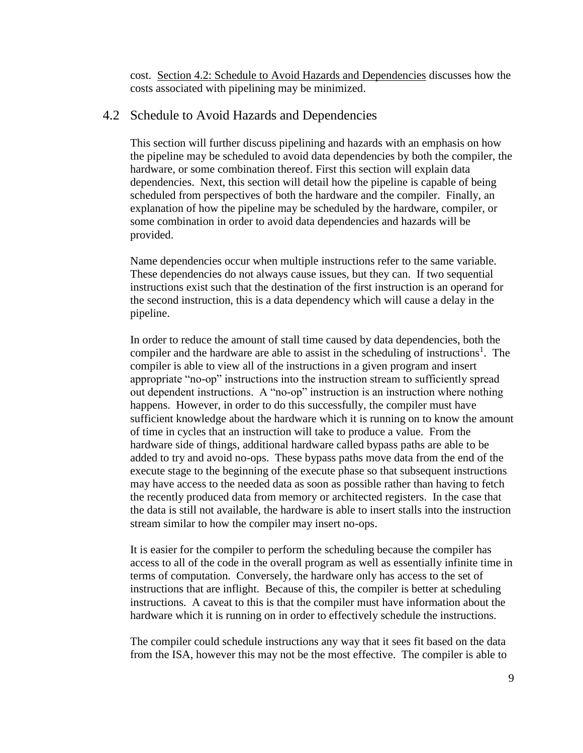cost. Section 4.2: Schedule to Avoid Hazards and Dependencies discusses how the costs associated with pipelining may be minimized.

## 4.2 Schedule to Avoid Hazards and Dependencies

This section will further discuss pipelining and hazards with an emphasis on how the pipeline may be scheduled to avoid data dependencies by both the compiler, the hardware, or some combination thereof. First this section will explain data dependencies. Next, this section will detail how the pipeline is capable of being scheduled from perspectives of both the hardware and the compiler. Finally, an explanation of how the pipeline may be scheduled by the hardware, compiler, or some combination in order to avoid data dependencies and hazards will be provided.

Name dependencies occur when multiple instructions refer to the same variable. These dependencies do not always cause issues, but they can. If two sequential instructions exist such that the destination of the first instruction is an operand for the second instruction, this is a data dependency which will cause a delay in the pipeline.

In order to reduce the amount of stall time caused by data dependencies, both the compiler and the hardware are able to assist in the scheduling of instructions[1]. The compiler is able to view all of the instructions in a given program and insert appropriate "no-op" instructions into the instruction stream to sufficiently spread out dependent instructions. A "no-op" instruction is an instruction where nothing happens. However, in order to do this successfully, the compiler must have sufficient knowledge about the hardware which it is running on to know the amount of time in cycles that an instruction will take to produce a value. From the hardware side of things, additional hardware called bypass paths are able to be added to try and avoid no-ops. These bypass paths move data from the end of the execute stage to the beginning of the execute phase so that subsequent instructions may have access to the needed data as soon as possible rather than having to fetch the recently produced data from memory or architected registers. In the case that the data is still not available, the hardware is able to insert stalls into the instruction stream similar to how the compiler may insert no-ops.

It is easier for the compiler to perform the scheduling because the compiler has access to all of the code in the overall program as well as essentially infinite time in terms of computation. Conversely, the hardware only has access to the set of instructions that are inflight. Because of this, the compiler is better at scheduling instructions. A caveat to this is that the compiler must have information about the hardware which it is running on in order to effectively schedule the instructions.

The compiler could schedule instructions any way that it sees fit based on the data from the ISA, however this may not be the most effective. The compiler is able to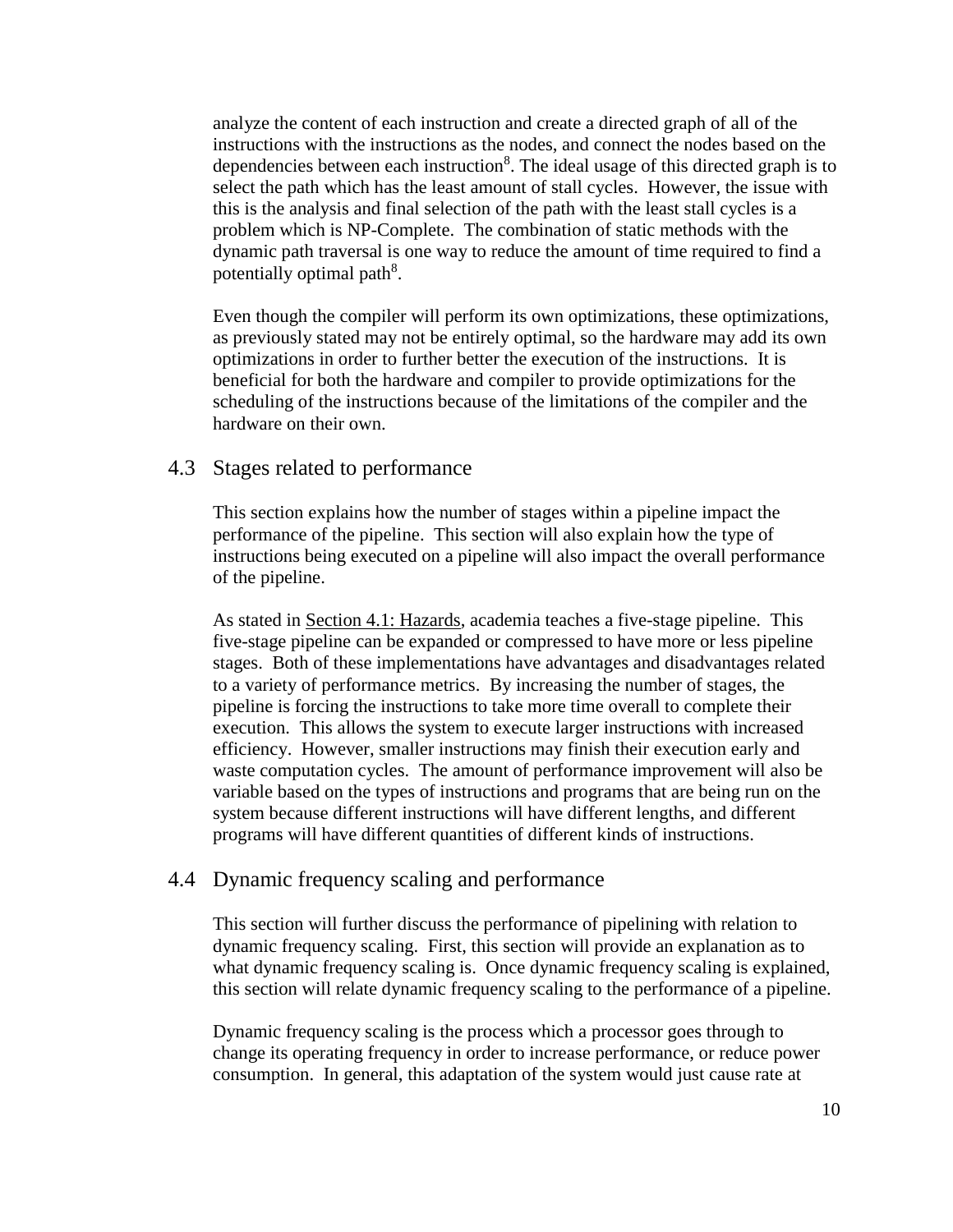analyze the content of each instruction and create a directed graph of all of the instructions with the instructions as the nodes, and connect the nodes based on the dependencies between each instruction[8]. The ideal usage of this directed graph is to select the path which has the least amount of stall cycles. However, the issue with this is the analysis and final selection of the path with the least stall cycles is a problem which is NP-Complete. The combination of static methods with the dynamic path traversal is one way to reduce the amount of time required to find a potentially optimal path[8].

Even though the compiler will perform its own optimizations, these optimizations, as previously stated may not be entirely optimal, so the hardware may add its own optimizations in order to further better the execution of the instructions. It is beneficial for both the hardware and compiler to provide optimizations for the scheduling of the instructions because of the limitations of the compiler and the hardware on their own.

## 4.3 Stages related to performance

This section explains how the number of stages within a pipeline impact the performance of the pipeline. This section will also explain how the type of instructions being executed on a pipeline will also impact the overall performance of the pipeline.

As stated in Section 4.1: Hazards, academia teaches a five-stage pipeline. This five-stage pipeline can be expanded or compressed to have more or less pipeline stages. Both of these implementations have advantages and disadvantages related to a variety of performance metrics. By increasing the number of stages, the pipeline is forcing the instructions to take more time overall to complete their execution. This allows the system to execute larger instructions with increased efficiency. However, smaller instructions may finish their execution early and waste computation cycles. The amount of performance improvement will also be variable based on the types of instructions and programs that are being run on the system because different instructions will have different lengths, and different programs will have different quantities of different kinds of instructions.

## 4.4 Dynamic frequency scaling and performance

This section will further discuss the performance of pipelining with relation to dynamic frequency scaling. First, this section will provide an explanation as to what dynamic frequency scaling is. Once dynamic frequency scaling is explained, this section will relate dynamic frequency scaling to the performance of a pipeline.

Dynamic frequency scaling is the process which a processor goes through to change its operating frequency in order to increase performance, or reduce power consumption. In general, this adaptation of the system would just cause rate at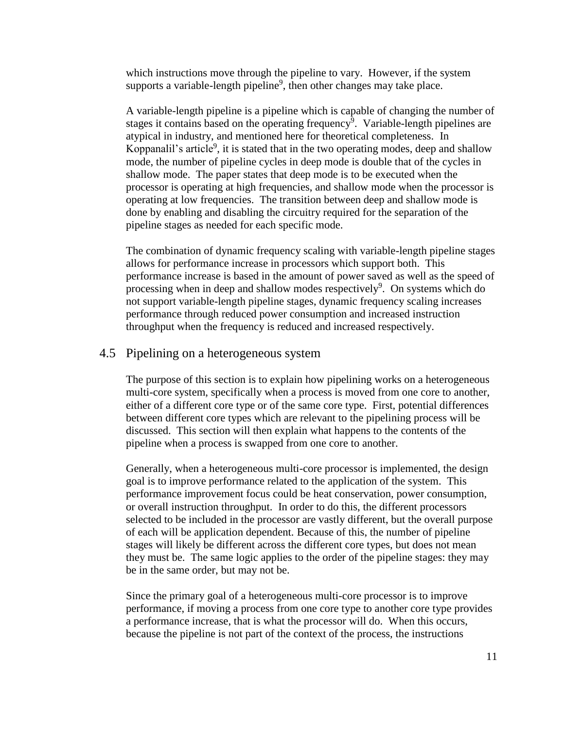which instructions move through the pipeline to vary. However, if the system supports a variable-length pipeline[9], then other changes may take place.

A variable-length pipeline is a pipeline which is capable of changing the number of stages it contains based on the operating frequency[9]. Variable-length pipelines are atypical in industry, and mentioned here for theoretical completeness. In Koppanalil's article[9], it is stated that in the two operating modes, deep and shallow mode, the number of pipeline cycles in deep mode is double that of the cycles in shallow mode. The paper states that deep mode is to be executed when the processor is operating at high frequencies, and shallow mode when the processor is operating at low frequencies. The transition between deep and shallow mode is done by enabling and disabling the circuitry required for the separation of the pipeline stages as needed for each specific mode.

The combination of dynamic frequency scaling with variable-length pipeline stages allows for performance increase in processors which support both. This performance increase is based in the amount of power saved as well as the speed of processing when in deep and shallow modes respectively[9]. On systems which do not support variable-length pipeline stages, dynamic frequency scaling increases performance through reduced power consumption and increased instruction throughput when the frequency is reduced and increased respectively.

## 4.5 Pipelining on a heterogeneous system

The purpose of this section is to explain how pipelining works on a heterogeneous multi-core system, specifically when a process is moved from one core to another, either of a different core type or of the same core type. First, potential differences between different core types which are relevant to the pipelining process will be discussed. This section will then explain what happens to the contents of the pipeline when a process is swapped from one core to another.

Generally, when a heterogeneous multi-core processor is implemented, the design goal is to improve performance related to the application of the system. This performance improvement focus could be heat conservation, power consumption, or overall instruction throughput. In order to do this, the different processors selected to be included in the processor are vastly different, but the overall purpose of each will be application dependent. Because of this, the number of pipeline stages will likely be different across the different core types, but does not mean they must be. The same logic applies to the order of the pipeline stages: they may be in the same order, but may not be.

Since the primary goal of a heterogeneous multi-core processor is to improve performance, if moving a process from one core type to another core type provides a performance increase, that is what the processor will do. When this occurs, because the pipeline is not part of the context of the process, the instructions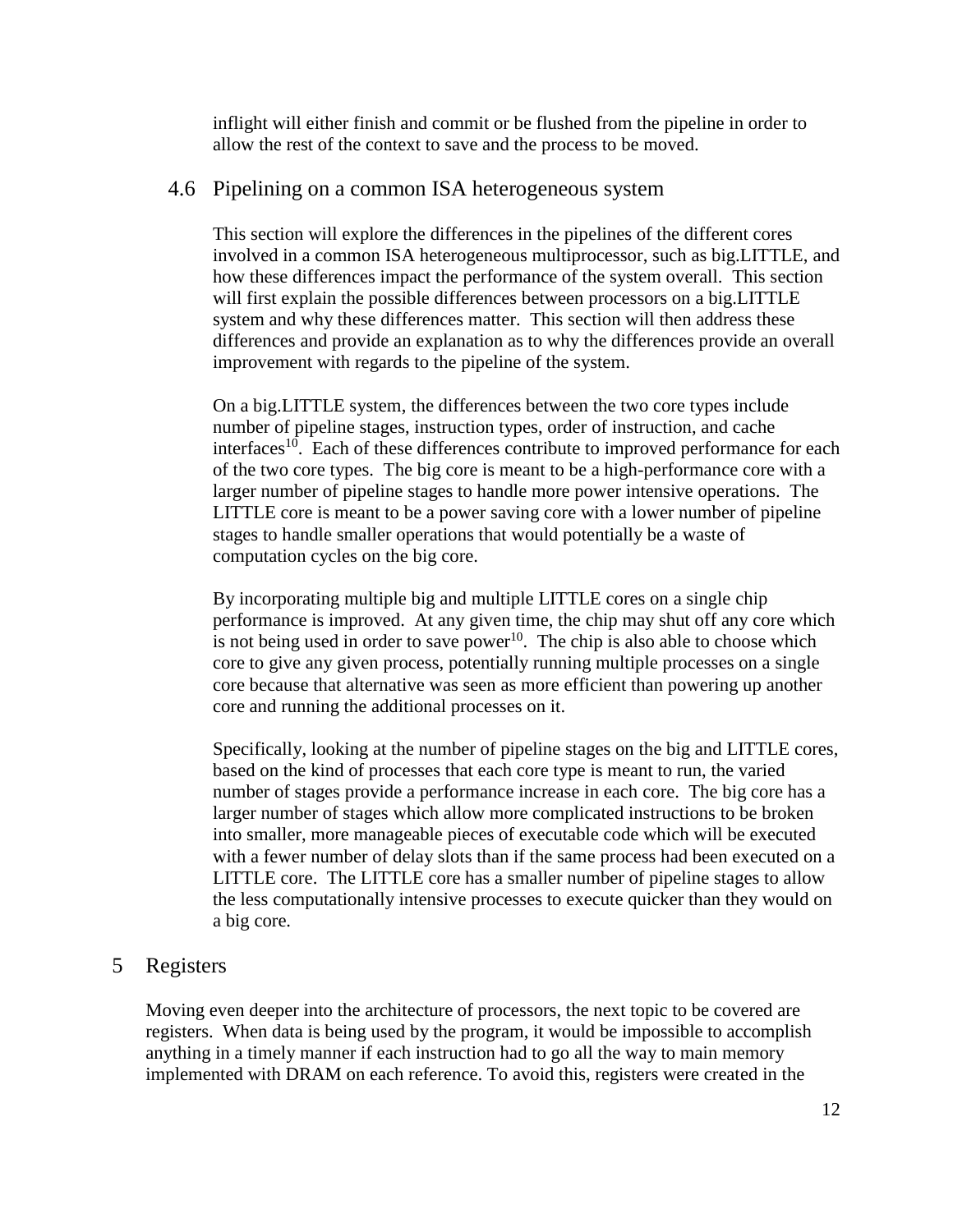inflight will either finish and commit or be flushed from the pipeline in order to allow the rest of the context to save and the process to be moved.

### 4.6 Pipelining on a common ISA heterogeneous system

This section will explore the differences in the pipelines of the different cores involved in a common ISA heterogeneous multiprocessor, such as big.LITTLE, and how these differences impact the performance of the system overall. This section will first explain the possible differences between processors on a big.LITTLE system and why these differences matter. This section will then address these differences and provide an explanation as to why the differences provide an overall improvement with regards to the pipeline of the system.

On a big.LITTLE system, the differences between the two core types include number of pipeline stages, instruction types, order of instruction, and cache interfaces[10]. Each of these differences contribute to improved performance for each of the two core types. The big core is meant to be a high-performance core with a larger number of pipeline stages to handle more power intensive operations. The LITTLE core is meant to be a power saving core with a lower number of pipeline stages to handle smaller operations that would potentially be a waste of computation cycles on the big core.

By incorporating multiple big and multiple LITTLE cores on a single chip performance is improved. At any given time, the chip may shut off any core which is not being used in order to save power[10]. The chip is also able to choose which core to give any given process, potentially running multiple processes on a single core because that alternative was seen as more efficient than powering up another core and running the additional processes on it.

Specifically, looking at the number of pipeline stages on the big and LITTLE cores, based on the kind of processes that each core type is meant to run, the varied number of stages provide a performance increase in each core. The big core has a larger number of stages which allow more complicated instructions to be broken into smaller, more manageable pieces of executable code which will be executed with a fewer number of delay slots than if the same process had been executed on a LITTLE core. The LITTLE core has a smaller number of pipeline stages to allow the less computationally intensive processes to execute quicker than they would on a big core.

## 5 Registers

Moving even deeper into the architecture of processors, the next topic to be covered are registers. When data is being used by the program, it would be impossible to accomplish anything in a timely manner if each instruction had to go all the way to main memory implemented with DRAM on each reference. To avoid this, registers were created in the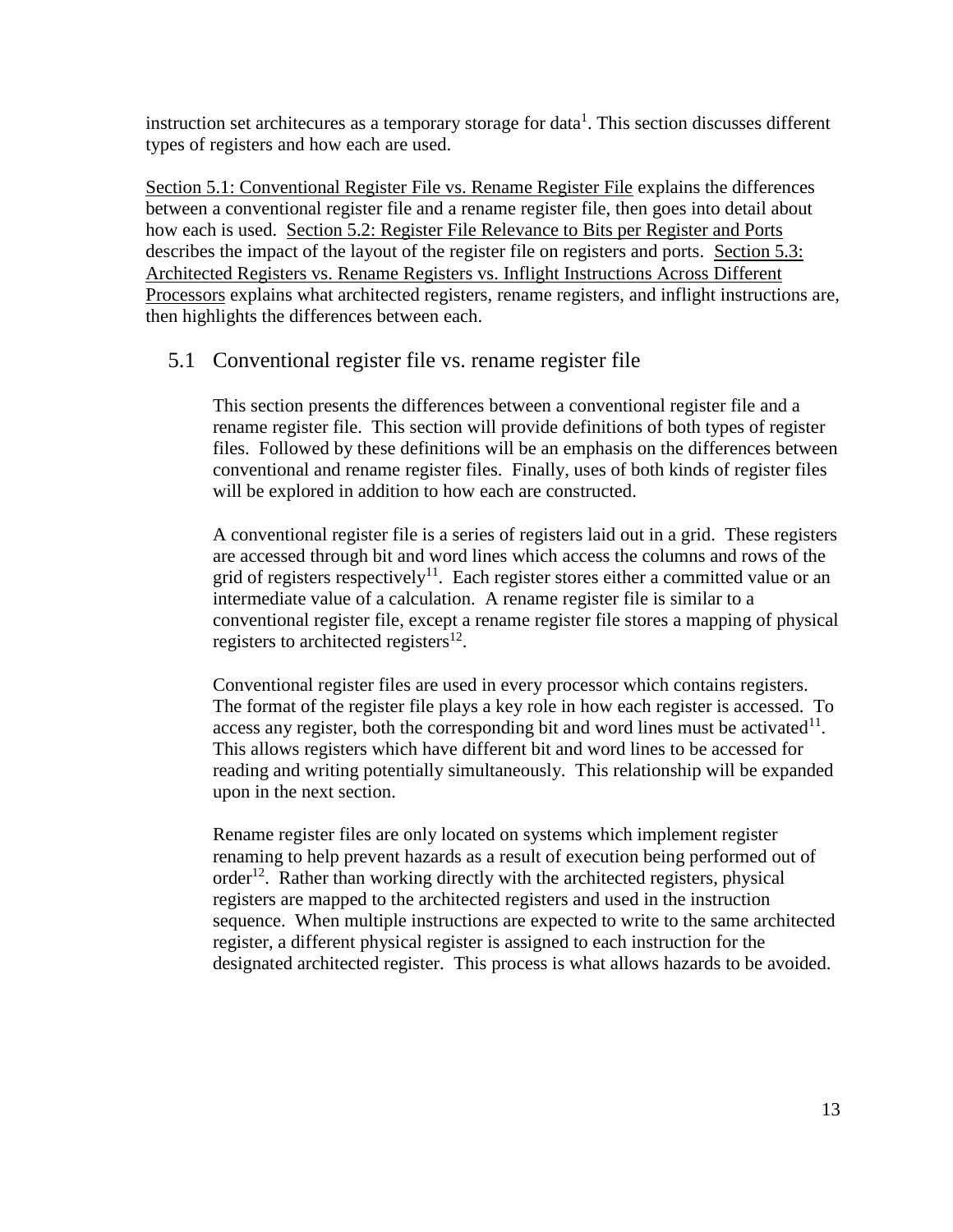instruction set architecures as a temporary storage for data[1]. This section discusses different types of registers and how each are used.

Section 5.1: Conventional Register File vs. Rename Register File explains the differences between a conventional register file and a rename register file, then goes into detail about how each is used. Section 5.2: Register File Relevance to Bits per Register and Ports describes the impact of the layout of the register file on registers and ports. Section 5.3: Architected Registers vs. Rename Registers vs. Inflight Instructions Across Different Processors explains what architected registers, rename registers, and inflight instructions are, then highlights the differences between each.

## 5.1 Conventional register file vs. rename register file

This section presents the differences between a conventional register file and a rename register file. This section will provide definitions of both types of register files. Followed by these definitions will be an emphasis on the differences between conventional and rename register files. Finally, uses of both kinds of register files will be explored in addition to how each are constructed.

A conventional register file is a series of registers laid out in a grid. These registers are accessed through bit and word lines which access the columns and rows of the grid of registers respectively[11]. Each register stores either a committed value or an intermediate value of a calculation. A rename register file is similar to a conventional register file, except a rename register file stores a mapping of physical registers to architected registers[12].

Conventional register files are used in every processor which contains registers. The format of the register file plays a key role in how each register is accessed. To access any register, both the corresponding bit and word lines must be activated[11]. This allows registers which have different bit and word lines to be accessed for reading and writing potentially simultaneously. This relationship will be expanded upon in the next section.

Rename register files are only located on systems which implement register renaming to help prevent hazards as a result of execution being performed out of order[12]. Rather than working directly with the architected registers, physical registers are mapped to the architected registers and used in the instruction sequence. When multiple instructions are expected to write to the same architected register, a different physical register is assigned to each instruction for the designated architected register. This process is what allows hazards to be avoided.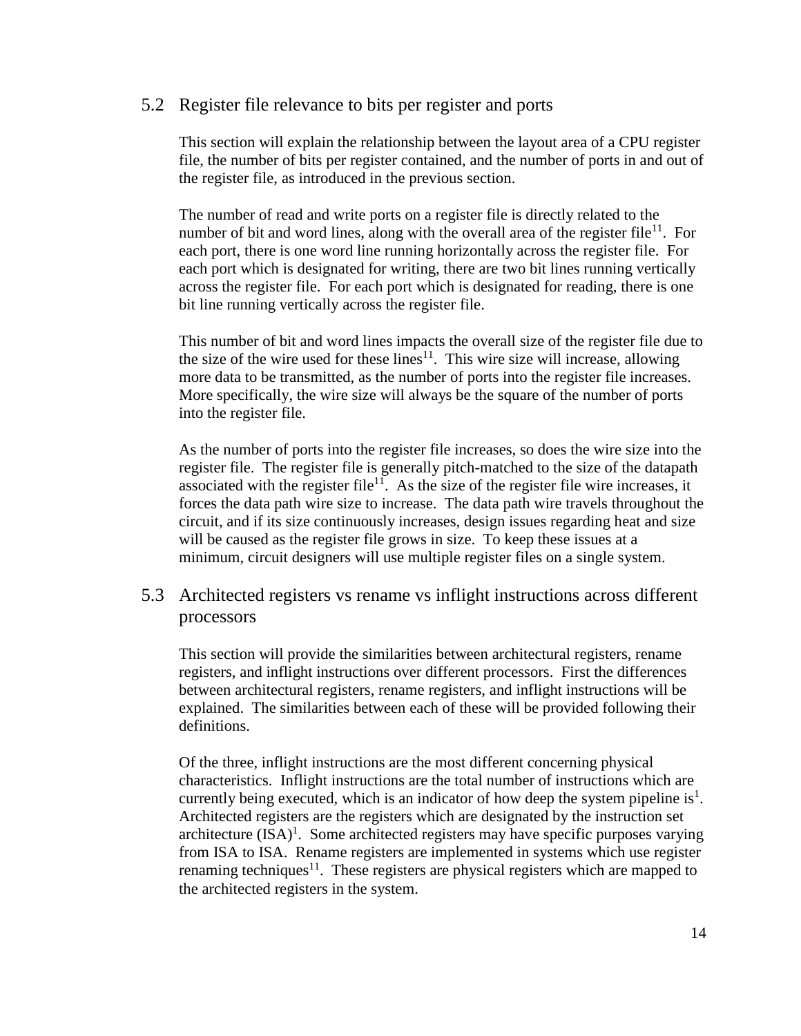## 5.2 Register file relevance to bits per register and ports

This section will explain the relationship between the layout area of a CPU register file, the number of bits per register contained, and the number of ports in and out of the register file, as introduced in the previous section.

The number of read and write ports on a register file is directly related to the number of bit and word lines, along with the overall area of the register file[11]. For each port, there is one word line running horizontally across the register file. For each port which is designated for writing, there are two bit lines running vertically across the register file. For each port which is designated for reading, there is one bit line running vertically across the register file.

This number of bit and word lines impacts the overall size of the register file due to the size of the wire used for these lines[11]. This wire size will increase, allowing more data to be transmitted, as the number of ports into the register file increases. More specifically, the wire size will always be the square of the number of ports into the register file.

As the number of ports into the register file increases, so does the wire size into the register file. The register file is generally pitch-matched to the size of the datapath associated with the register file[11]. As the size of the register file wire increases, it forces the data path wire size to increase. The data path wire travels throughout the circuit, and if its size continuously increases, design issues regarding heat and size will be caused as the register file grows in size. To keep these issues at a minimum, circuit designers will use multiple register files on a single system.

## 5.3 Architected registers vs rename vs inflight instructions across different processors

This section will provide the similarities between architectural registers, rename registers, and inflight instructions over different processors. First the differences between architectural registers, rename registers, and inflight instructions will be explained. The similarities between each of these will be provided following their definitions.

Of the three, inflight instructions are the most different concerning physical characteristics. Inflight instructions are the total number of instructions which are currently being executed, which is an indicator of how deep the system pipeline is[1]. Architected registers are the registers which are designated by the instruction set architecture (ISA)[1]. Some architected registers may have specific purposes varying from ISA to ISA. Rename registers are implemented in systems which use register renaming techniques[11]. These registers are physical registers which are mapped to the architected registers in the system.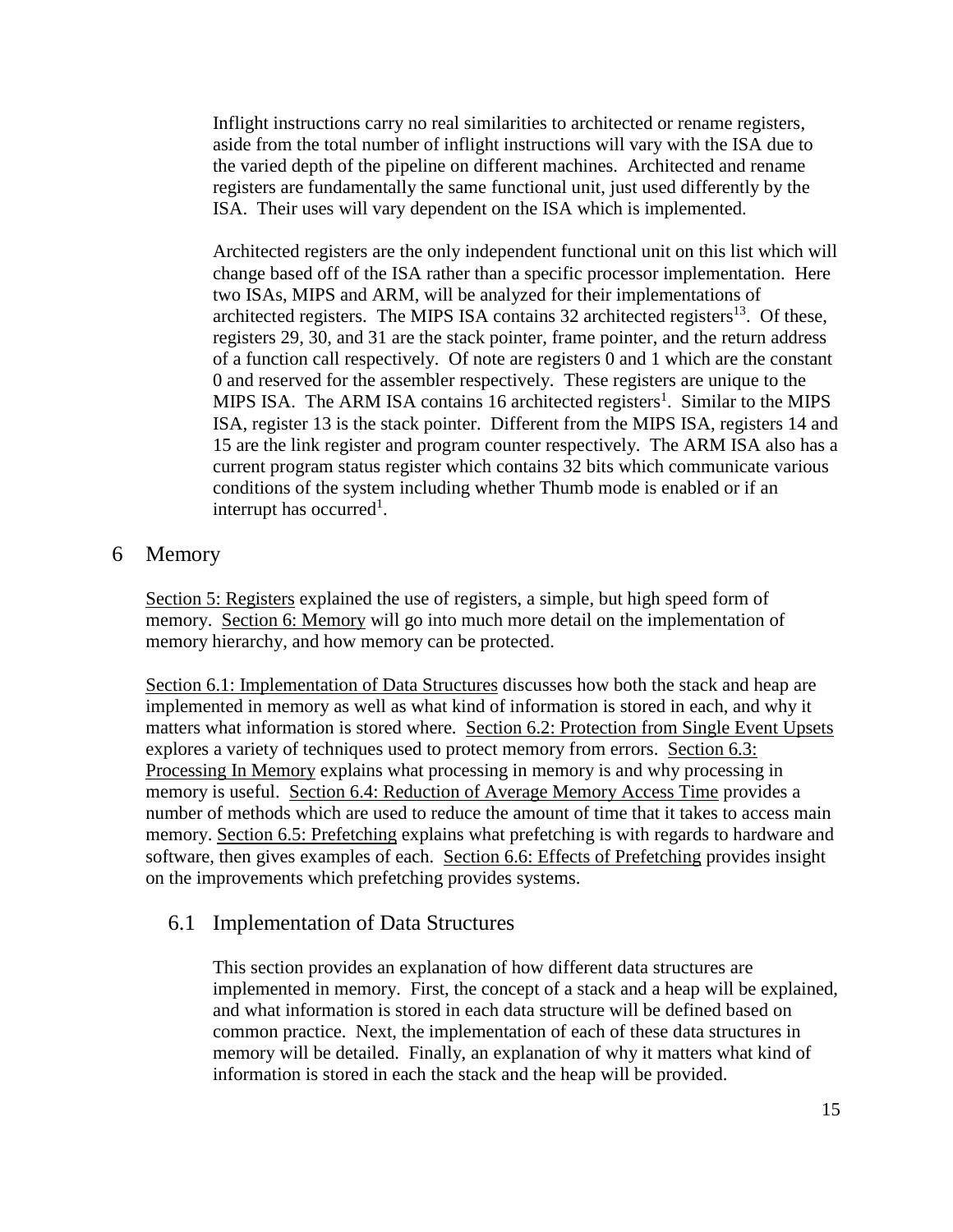Inflight instructions carry no real similarities to architected or rename registers, aside from the total number of inflight instructions will vary with the ISA due to the varied depth of the pipeline on different machines. Architected and rename registers are fundamentally the same functional unit, just used differently by the ISA. Their uses will vary dependent on the ISA which is implemented.

Architected registers are the only independent functional unit on this list which will change based off of the ISA rather than a specific processor implementation. Here two ISAs, MIPS and ARM, will be analyzed for their implementations of architected registers. The MIPS ISA contains 32 architected registers[13]. Of these, registers 29, 30, and 31 are the stack pointer, frame pointer, and the return address of a function call respectively. Of note are registers 0 and 1 which are the constant 0 and reserved for the assembler respectively. These registers are unique to the MIPS ISA. The ARM ISA contains 16 architected registers[1]. Similar to the MIPS ISA, register 13 is the stack pointer. Different from the MIPS ISA, registers 14 and 15 are the link register and program counter respectively. The ARM ISA also has a current program status register which contains 32 bits which communicate various conditions of the system including whether Thumb mode is enabled or if an interrupt has occurred[1].

# 6 Memory

Section 5: Registers explained the use of registers, a simple, but high speed form of memory. Section 6: Memory will go into much more detail on the implementation of memory hierarchy, and how memory can be protected.

Section 6.1: Implementation of Data Structures discusses how both the stack and heap are implemented in memory as well as what kind of information is stored in each, and why it matters what information is stored where. Section 6.2: Protection from Single Event Upsets explores a variety of techniques used to protect memory from errors. Section 6.3: Processing In Memory explains what processing in memory is and why processing in memory is useful. Section 6.4: Reduction of Average Memory Access Time provides a number of methods which are used to reduce the amount of time that it takes to access main memory. Section 6.5: Prefetching explains what prefetching is with regards to hardware and software, then gives examples of each. Section 6.6: Effects of Prefetching provides insight on the improvements which prefetching provides systems.

## 6.1 Implementation of Data Structures

This section provides an explanation of how different data structures are implemented in memory. First, the concept of a stack and a heap will be explained, and what information is stored in each data structure will be defined based on common practice. Next, the implementation of each of these data structures in memory will be detailed. Finally, an explanation of why it matters what kind of information is stored in each the stack and the heap will be provided.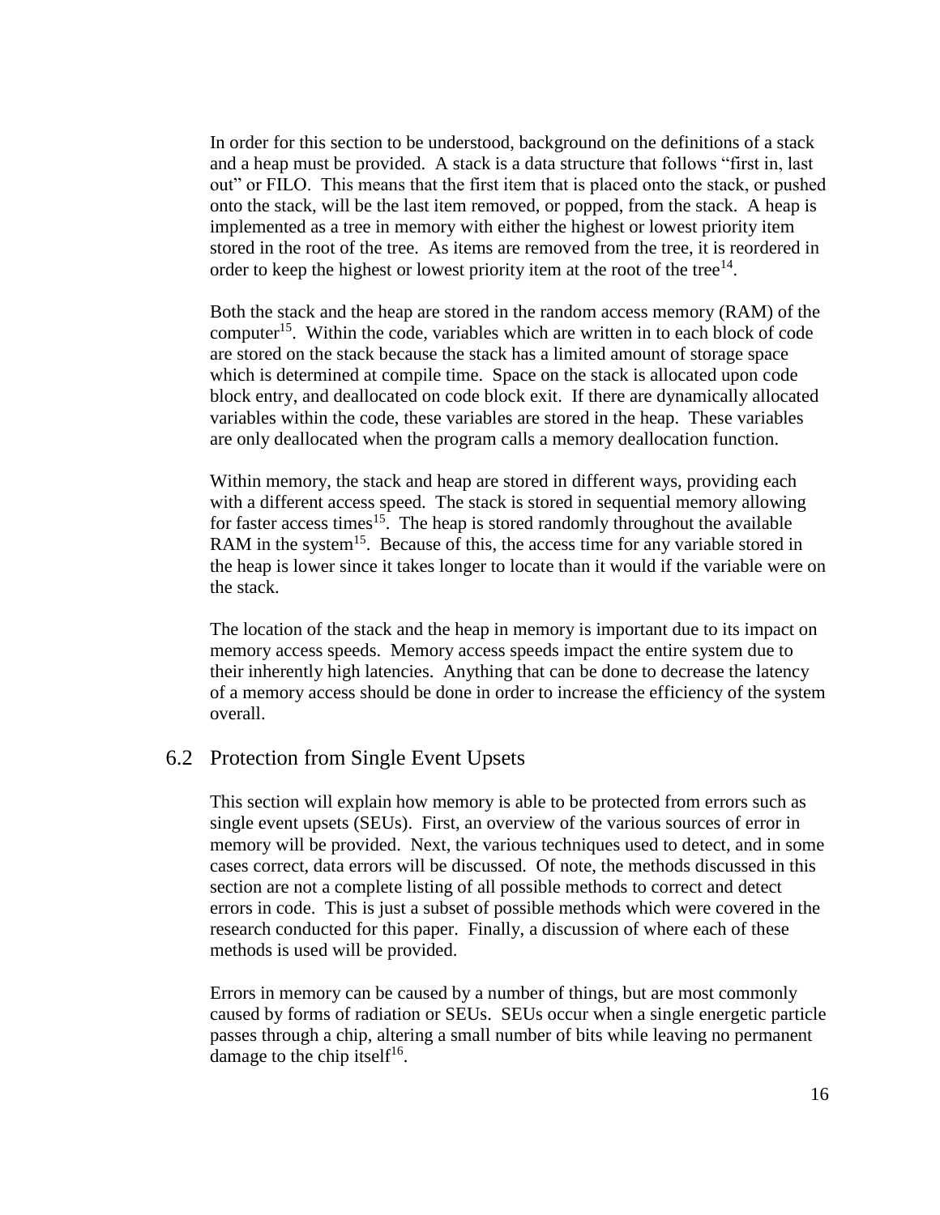In order for this section to be understood, background on the definitions of a stack and a heap must be provided. A stack is a data structure that follows “first in, last out” or FILO. This means that the first item that is placed onto the stack, or pushed onto the stack, will be the last item removed, or popped, from the stack. A heap is implemented as a tree in memory with either the highest or lowest priority item stored in the root of the tree. As items are removed from the tree, it is reordered in order to keep the highest or lowest priority item at the root of the tree[14].

Both the stack and the heap are stored in the random access memory (RAM) of the computer[15]. Within the code, variables which are written in to each block of code are stored on the stack because the stack has a limited amount of storage space which is determined at compile time. Space on the stack is allocated upon code block entry, and deallocated on code block exit. If there are dynamically allocated variables within the code, these variables are stored in the heap. These variables are only deallocated when the program calls a memory deallocation function.

Within memory, the stack and heap are stored in different ways, providing each with a different access speed. The stack is stored in sequential memory allowing for faster access times[15]. The heap is stored randomly throughout the available RAM in the system[15]. Because of this, the access time for any variable stored in the heap is lower since it takes longer to locate than it would if the variable were on the stack.

The location of the stack and the heap in memory is important due to its impact on memory access speeds. Memory access speeds impact the entire system due to their inherently high latencies. Anything that can be done to decrease the latency of a memory access should be done in order to increase the efficiency of the system overall.

## 6.2 Protection from Single Event Upsets

This section will explain how memory is able to be protected from errors such as single event upsets (SEUs). First, an overview of the various sources of error in memory will be provided. Next, the various techniques used to detect, and in some cases correct, data errors will be discussed. Of note, the methods discussed in this section are not a complete listing of all possible methods to correct and detect errors in code. This is just a subset of possible methods which were covered in the research conducted for this paper. Finally, a discussion of where each of these methods is used will be provided.

Errors in memory can be caused by a number of things, but are most commonly caused by forms of radiation or SEUs. SEUs occur when a single energetic particle passes through a chip, altering a small number of bits while leaving no permanent damage to the chip itself[16].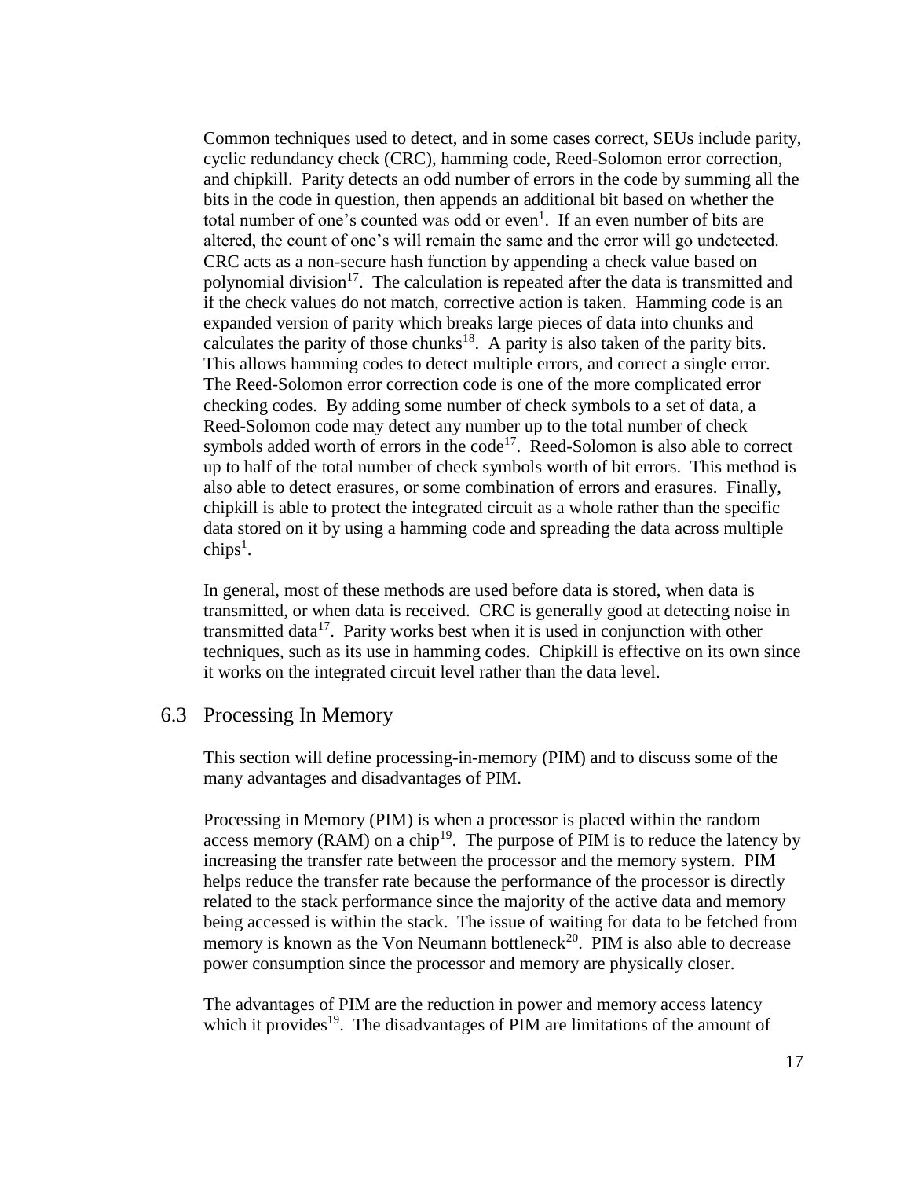Common techniques used to detect, and in some cases correct, SEUs include parity, cyclic redundancy check (CRC), hamming code, Reed-Solomon error correction, and chipkill. Parity detects an odd number of errors in the code by summing all the bits in the code in question, then appends an additional bit based on whether the total number of one's counted was odd or even[1]. If an even number of bits are altered, the count of one's will remain the same and the error will go undetected. CRC acts as a non-secure hash function by appending a check value based on polynomial division[17]. The calculation is repeated after the data is transmitted and if the check values do not match, corrective action is taken. Hamming code is an expanded version of parity which breaks large pieces of data into chunks and calculates the parity of those chunks[18]. A parity is also taken of the parity bits. This allows hamming codes to detect multiple errors, and correct a single error. The Reed-Solomon error correction code is one of the more complicated error checking codes. By adding some number of check symbols to a set of data, a Reed-Solomon code may detect any number up to the total number of check symbols added worth of errors in the code[17]. Reed-Solomon is also able to correct up to half of the total number of check symbols worth of bit errors. This method is also able to detect erasures, or some combination of errors and erasures. Finally, chipkill is able to protect the integrated circuit as a whole rather than the specific data stored on it by using a hamming code and spreading the data across multiple chips[1].

In general, most of these methods are used before data is stored, when data is transmitted, or when data is received. CRC is generally good at detecting noise in transmitted data[17]. Parity works best when it is used in conjunction with other techniques, such as its use in hamming codes. Chipkill is effective on its own since it works on the integrated circuit level rather than the data level.

## 6.3 Processing In Memory

This section will define processing-in-memory (PIM) and to discuss some of the many advantages and disadvantages of PIM.

Processing in Memory (PIM) is when a processor is placed within the random access memory (RAM) on a chip[19]. The purpose of PIM is to reduce the latency by increasing the transfer rate between the processor and the memory system. PIM helps reduce the transfer rate because the performance of the processor is directly related to the stack performance since the majority of the active data and memory being accessed is within the stack. The issue of waiting for data to be fetched from memory is known as the Von Neumann bottleneck[20]. PIM is also able to decrease power consumption since the processor and memory are physically closer.

The advantages of PIM are the reduction in power and memory access latency which it provides[19]. The disadvantages of PIM are limitations of the amount of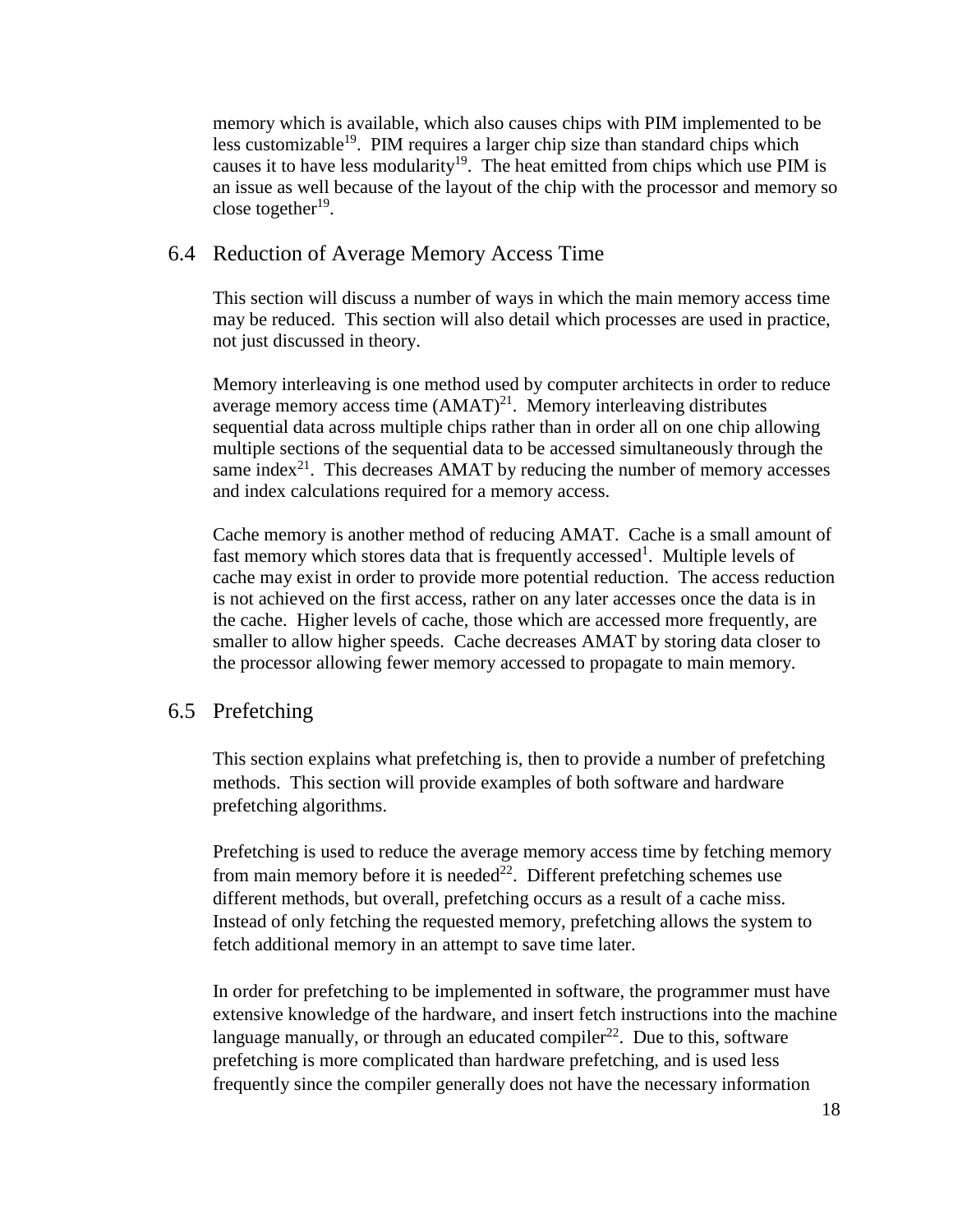memory which is available, which also causes chips with PIM implemented to be less customizable[19]. PIM requires a larger chip size than standard chips which causes it to have less modularity[19]. The heat emitted from chips which use PIM is an issue as well because of the layout of the chip with the processor and memory so close together[19].

## 6.4 Reduction of Average Memory Access Time

This section will discuss a number of ways in which the main memory access time may be reduced. This section will also detail which processes are used in practice, not just discussed in theory.

Memory interleaving is one method used by computer architects in order to reduce average memory access time (AMAT)[21]. Memory interleaving distributes sequential data across multiple chips rather than in order all on one chip allowing multiple sections of the sequential data to be accessed simultaneously through the same index[21]. This decreases AMAT by reducing the number of memory accesses and index calculations required for a memory access.

Cache memory is another method of reducing AMAT. Cache is a small amount of fast memory which stores data that is frequently accessed[1]. Multiple levels of cache may exist in order to provide more potential reduction. The access reduction is not achieved on the first access, rather on any later accesses once the data is in the cache. Higher levels of cache, those which are accessed more frequently, are smaller to allow higher speeds. Cache decreases AMAT by storing data closer to the processor allowing fewer memory accessed to propagate to main memory.

## 6.5 Prefetching

This section explains what prefetching is, then to provide a number of prefetching methods. This section will provide examples of both software and hardware prefetching algorithms.

Prefetching is used to reduce the average memory access time by fetching memory from main memory before it is needed[22]. Different prefetching schemes use different methods, but overall, prefetching occurs as a result of a cache miss. Instead of only fetching the requested memory, prefetching allows the system to fetch additional memory in an attempt to save time later.

In order for prefetching to be implemented in software, the programmer must have extensive knowledge of the hardware, and insert fetch instructions into the machine language manually, or through an educated compiler[22]. Due to this, software prefetching is more complicated than hardware prefetching, and is used less frequently since the compiler generally does not have the necessary information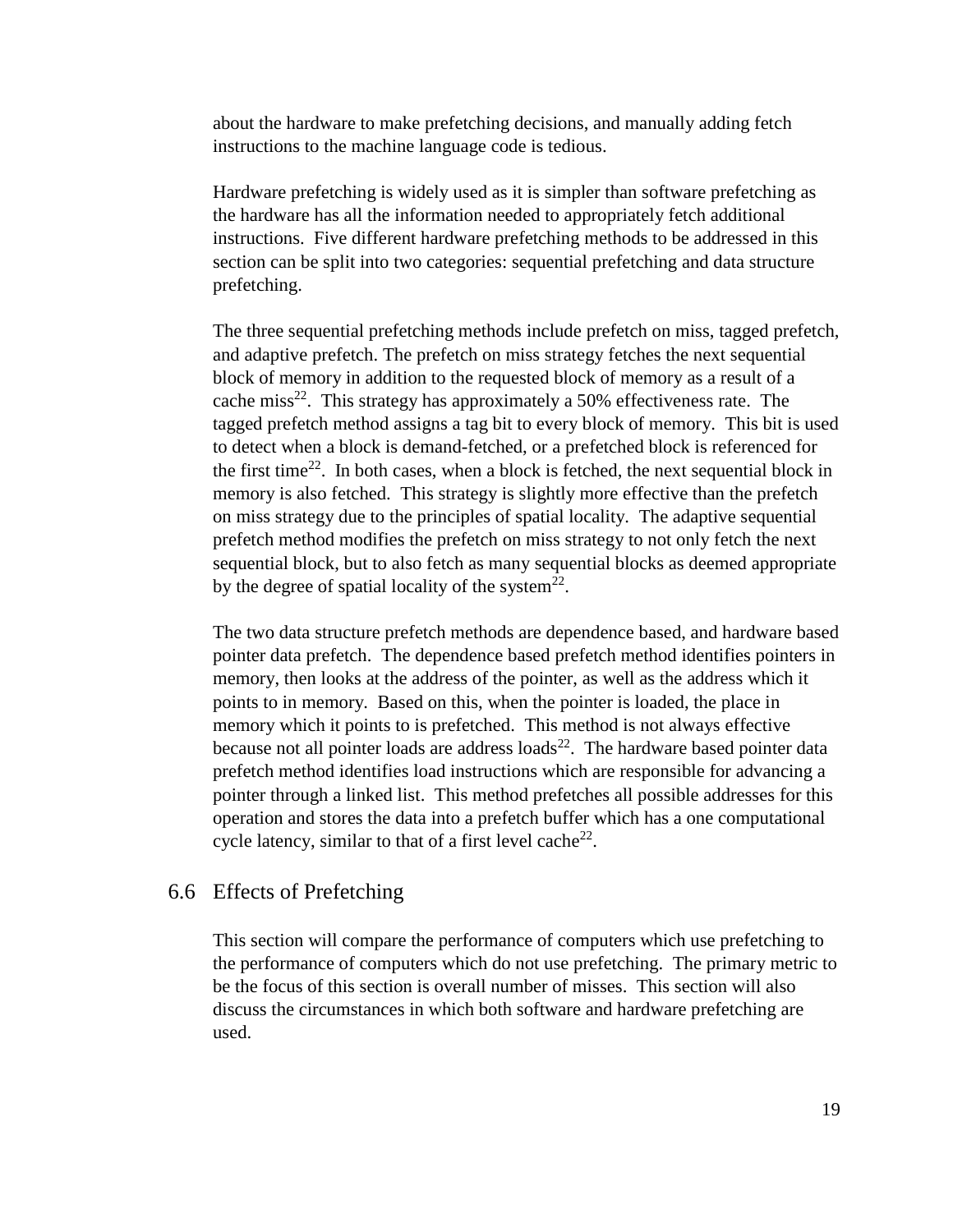about the hardware to make prefetching decisions, and manually adding fetch instructions to the machine language code is tedious.

Hardware prefetching is widely used as it is simpler than software prefetching as the hardware has all the information needed to appropriately fetch additional instructions. Five different hardware prefetching methods to be addressed in this section can be split into two categories: sequential prefetching and data structure prefetching.

The three sequential prefetching methods include prefetch on miss, tagged prefetch, and adaptive prefetch. The prefetch on miss strategy fetches the next sequential block of memory in addition to the requested block of memory as a result of a cache miss[22]. This strategy has approximately a 50% effectiveness rate. The tagged prefetch method assigns a tag bit to every block of memory. This bit is used to detect when a block is demand-fetched, or a prefetched block is referenced for the first time[22]. In both cases, when a block is fetched, the next sequential block in memory is also fetched. This strategy is slightly more effective than the prefetch on miss strategy due to the principles of spatial locality. The adaptive sequential prefetch method modifies the prefetch on miss strategy to not only fetch the next sequential block, but to also fetch as many sequential blocks as deemed appropriate by the degree of spatial locality of the system[22].

The two data structure prefetch methods are dependence based, and hardware based pointer data prefetch. The dependence based prefetch method identifies pointers in memory, then looks at the address of the pointer, as well as the address which it points to in memory. Based on this, when the pointer is loaded, the place in memory which it points to is prefetched. This method is not always effective because not all pointer loads are address loads[22]. The hardware based pointer data prefetch method identifies load instructions which are responsible for advancing a pointer through a linked list. This method prefetches all possible addresses for this operation and stores the data into a prefetch buffer which has a one computational cycle latency, similar to that of a first level cache[22].

## 6.6 Effects of Prefetching

This section will compare the performance of computers which use prefetching to the performance of computers which do not use prefetching. The primary metric to be the focus of this section is overall number of misses. This section will also discuss the circumstances in which both software and hardware prefetching are used.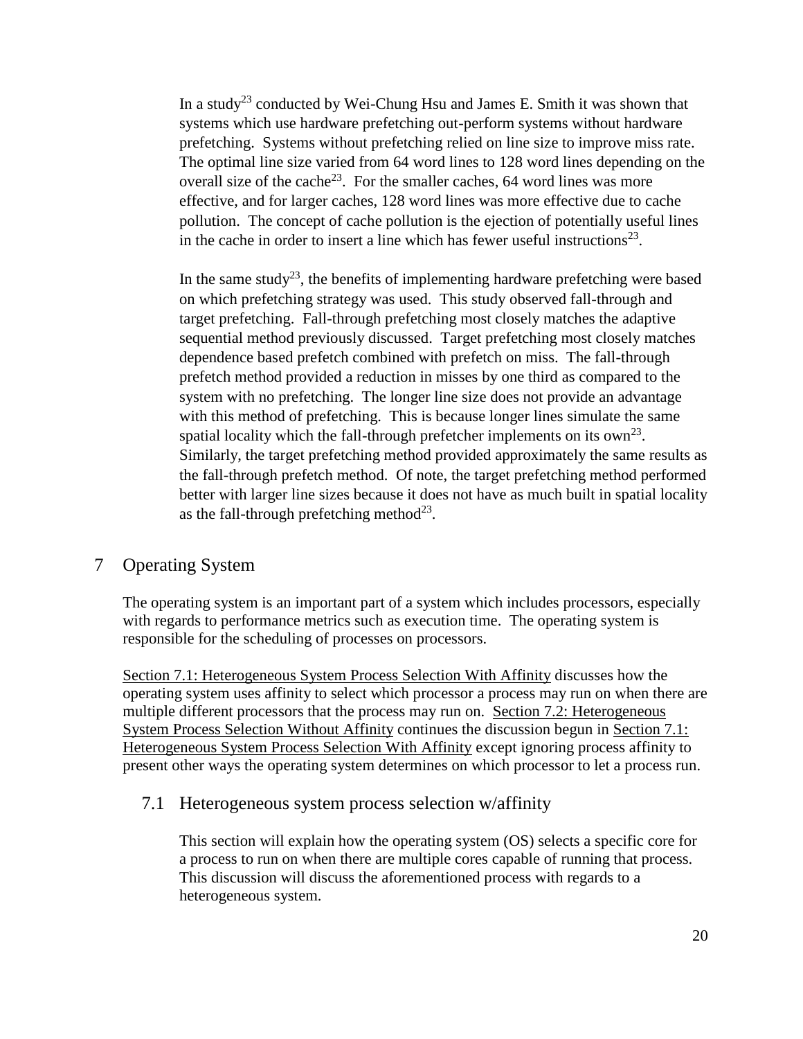In a study[23] conducted by Wei-Chung Hsu and James E. Smith it was shown that systems which use hardware prefetching out-perform systems without hardware prefetching. Systems without prefetching relied on line size to improve miss rate. The optimal line size varied from 64 word lines to 128 word lines depending on the overall size of the cache[23]. For the smaller caches, 64 word lines was more effective, and for larger caches, 128 word lines was more effective due to cache pollution. The concept of cache pollution is the ejection of potentially useful lines in the cache in order to insert a line which has fewer useful instructions[23].

In the same study[23], the benefits of implementing hardware prefetching were based on which prefetching strategy was used. This study observed fall-through and target prefetching. Fall-through prefetching most closely matches the adaptive sequential method previously discussed. Target prefetching most closely matches dependence based prefetch combined with prefetch on miss. The fall-through prefetch method provided a reduction in misses by one third as compared to the system with no prefetching. The longer line size does not provide an advantage with this method of prefetching. This is because longer lines simulate the same spatial locality which the fall-through prefetcher implements on its own[23]. Similarly, the target prefetching method provided approximately the same results as the fall-through prefetch method. Of note, the target prefetching method performed better with larger line sizes because it does not have as much built in spatial locality as the fall-through prefetching method[23].

# 7 Operating System

The operating system is an important part of a system which includes processors, especially with regards to performance metrics such as execution time. The operating system is responsible for the scheduling of processes on processors.

Section 7.1: Heterogeneous System Process Selection With Affinity discusses how the operating system uses affinity to select which processor a process may run on when there are multiple different processors that the process may run on. Section 7.2: Heterogeneous System Process Selection Without Affinity continues the discussion begun in Section 7.1: Heterogeneous System Process Selection With Affinity except ignoring process affinity to present other ways the operating system determines on which processor to let a process run.

## 7.1 Heterogeneous system process selection w/affinity

This section will explain how the operating system (OS) selects a specific core for a process to run on when there are multiple cores capable of running that process. This discussion will discuss the aforementioned process with regards to a heterogeneous system.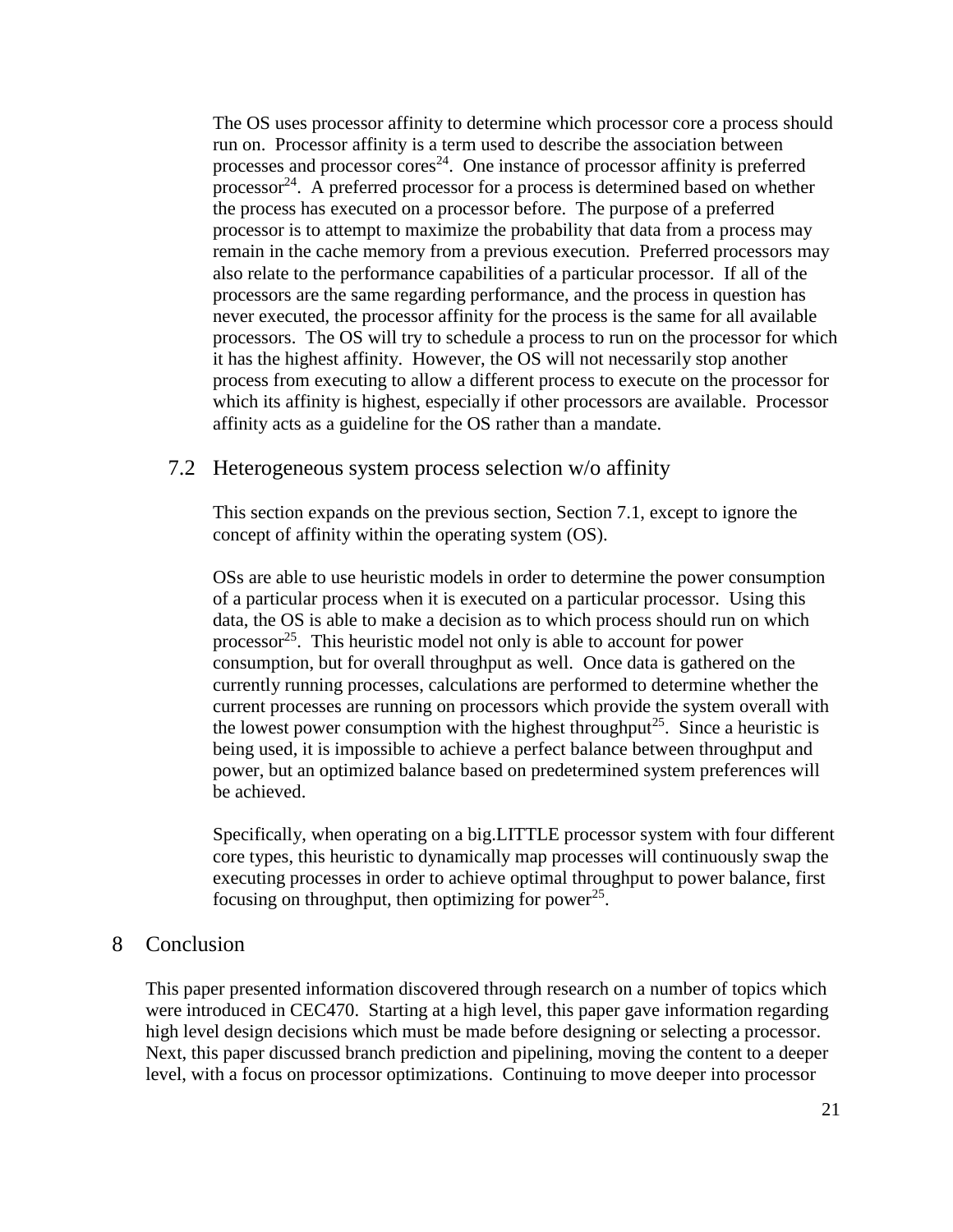The OS uses processor affinity to determine which processor core a process should run on. Processor affinity is a term used to describe the association between processes and processor cores[24]. One instance of processor affinity is preferred processor[24]. A preferred processor for a process is determined based on whether the process has executed on a processor before. The purpose of a preferred processor is to attempt to maximize the probability that data from a process may remain in the cache memory from a previous execution. Preferred processors may also relate to the performance capabilities of a particular processor. If all of the processors are the same regarding performance, and the process in question has never executed, the processor affinity for the process is the same for all available processors. The OS will try to schedule a process to run on the processor for which it has the highest affinity. However, the OS will not necessarily stop another process from executing to allow a different process to execute on the processor for which its affinity is highest, especially if other processors are available. Processor affinity acts as a guideline for the OS rather than a mandate.

## 7.2 Heterogeneous system process selection w/o affinity

This section expands on the previous section, Section 7.1, except to ignore the concept of affinity within the operating system (OS).

OSs are able to use heuristic models in order to determine the power consumption of a particular process when it is executed on a particular processor. Using this data, the OS is able to make a decision as to which process should run on which processor[25]. This heuristic model not only is able to account for power consumption, but for overall throughput as well. Once data is gathered on the currently running processes, calculations are performed to determine whether the current processes are running on processors which provide the system overall with the lowest power consumption with the highest throughput[25]. Since a heuristic is being used, it is impossible to achieve a perfect balance between throughput and power, but an optimized balance based on predetermined system preferences will be achieved.

Specifically, when operating on a big.LITTLE processor system with four different core types, this heuristic to dynamically map processes will continuously swap the executing processes in order to achieve optimal throughput to power balance, first focusing on throughput, then optimizing for power[25].

# 8 Conclusion

This paper presented information discovered through research on a number of topics which were introduced in CEC470. Starting at a high level, this paper gave information regarding high level design decisions which must be made before designing or selecting a processor. Next, this paper discussed branch prediction and pipelining, moving the content to a deeper level, with a focus on processor optimizations. Continuing to move deeper into processor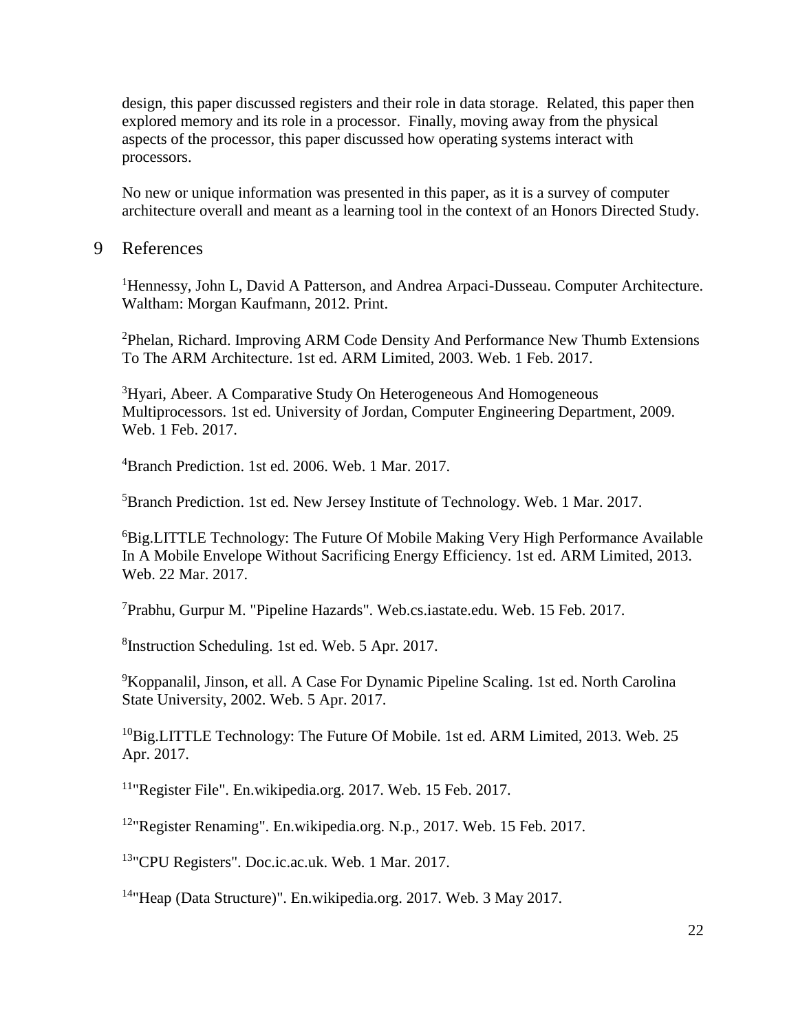design, this paper discussed registers and their role in data storage. Related, this paper then explored memory and its role in a processor. Finally, moving away from the physical aspects of the processor, this paper discussed how operating systems interact with processors.

No new or unique information was presented in this paper, as it is a survey of computer architecture overall and meant as a learning tool in the context of an Honors Directed Study.

# 9 References

[1]Hennessy, John L, David A Patterson, and Andrea Arpaci-Dusseau. Computer Architecture. Waltham: Morgan Kaufmann, 2012. Print.

[2]Phelan, Richard. Improving ARM Code Density And Performance New Thumb Extensions To The ARM Architecture. 1st ed. ARM Limited, 2003. Web. 1 Feb. 2017.

[3]Hyari, Abeer. A Comparative Study On Heterogeneous And Homogeneous Multiprocessors. 1st ed. University of Jordan, Computer Engineering Department, 2009. Web. 1 Feb. 2017.

[4]Branch Prediction. 1st ed. 2006. Web. 1 Mar. 2017.

[5]Branch Prediction. 1st ed. New Jersey Institute of Technology. Web. 1 Mar. 2017.

[6]Big.LITTLE Technology: The Future Of Mobile Making Very High Performance Available In A Mobile Envelope Without Sacrificing Energy Efficiency. 1st ed. ARM Limited, 2013. Web. 22 Mar. 2017.

[7]Prabhu, Gurpur M. "Pipeline Hazards". Web.cs.iastate.edu. Web. 15 Feb. 2017.

[8]Instruction Scheduling. 1st ed. Web. 5 Apr. 2017.

[9]Koppanalil, Jinson, et all. A Case For Dynamic Pipeline Scaling. 1st ed. North Carolina State University, 2002. Web. 5 Apr. 2017.

[10]Big.LITTLE Technology: The Future Of Mobile. 1st ed. ARM Limited, 2013. Web. 25 Apr. 2017.

[11]"Register File". En.wikipedia.org. 2017. Web. 15 Feb. 2017.

[12]"Register Renaming". En.wikipedia.org. N.p., 2017. Web. 15 Feb. 2017.

[13]"CPU Registers". Doc.ic.ac.uk. Web. 1 Mar. 2017.

[14]"Heap (Data Structure)". En.wikipedia.org. 2017. Web. 3 May 2017.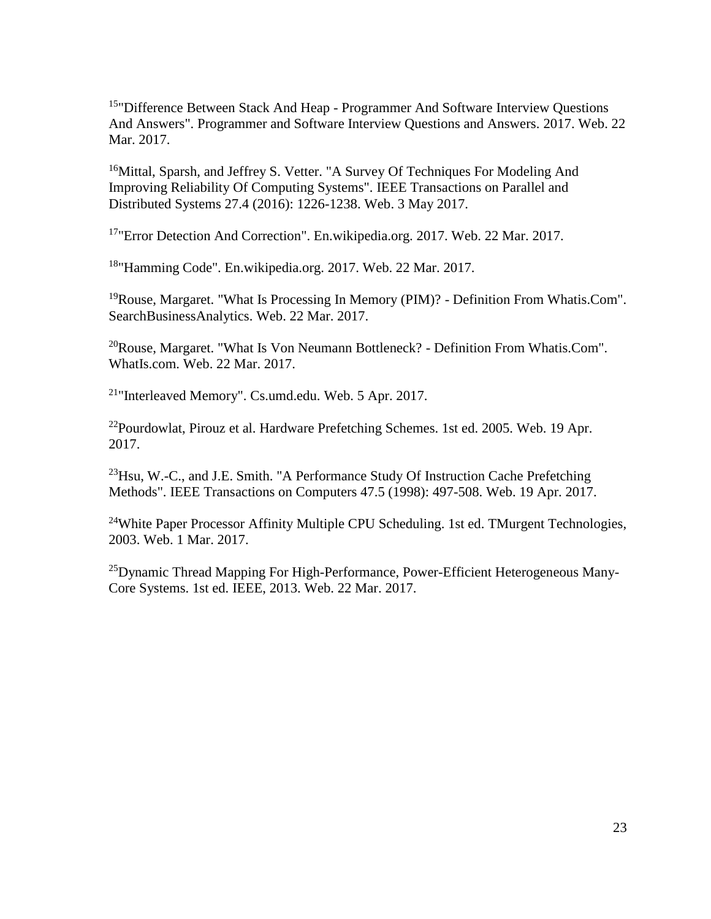[15]"Difference Between Stack And Heap - Programmer And Software Interview Questions And Answers". Programmer and Software Interview Questions and Answers. 2017. Web. 22 Mar. 2017.

[16]Mittal, Sparsh, and Jeffrey S. Vetter. "A Survey Of Techniques For Modeling And Improving Reliability Of Computing Systems". IEEE Transactions on Parallel and Distributed Systems 27.4 (2016): 1226-1238. Web. 3 May 2017.

[17]"Error Detection And Correction". En.wikipedia.org. 2017. Web. 22 Mar. 2017.

[18]"Hamming Code". En.wikipedia.org. 2017. Web. 22 Mar. 2017.

[19]Rouse, Margaret. "What Is Processing In Memory (PIM)? - Definition From Whatis.Com". SearchBusinessAnalytics. Web. 22 Mar. 2017.

[20]Rouse, Margaret. "What Is Von Neumann Bottleneck? - Definition From Whatis.Com". WhatIs.com. Web. 22 Mar. 2017.

[21]"Interleaved Memory". Cs.umd.edu. Web. 5 Apr. 2017.

[22]Pourdowlat, Pirouz et al. Hardware Prefetching Schemes. 1st ed. 2005. Web. 19 Apr. 2017.

[23]Hsu, W.-C., and J.E. Smith. "A Performance Study Of Instruction Cache Prefetching Methods". IEEE Transactions on Computers 47.5 (1998): 497-508. Web. 19 Apr. 2017.

[24]White Paper Processor Affinity Multiple CPU Scheduling. 1st ed. TMurgent Technologies, 2003. Web. 1 Mar. 2017.

[25]Dynamic Thread Mapping For High-Performance, Power-Efficient Heterogeneous Many-Core Systems. 1st ed. IEEE, 2013. Web. 22 Mar. 2017.